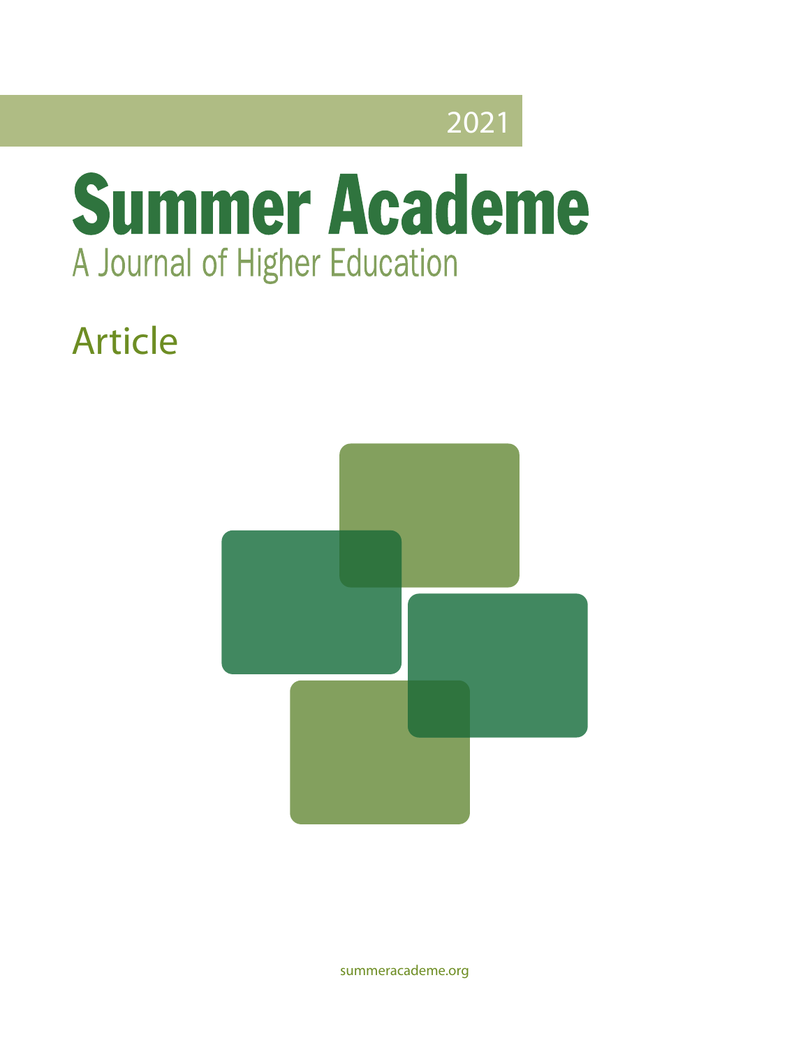2021

# Summer Academe

## A Journal of Higher Education

## Article

summeracademe.org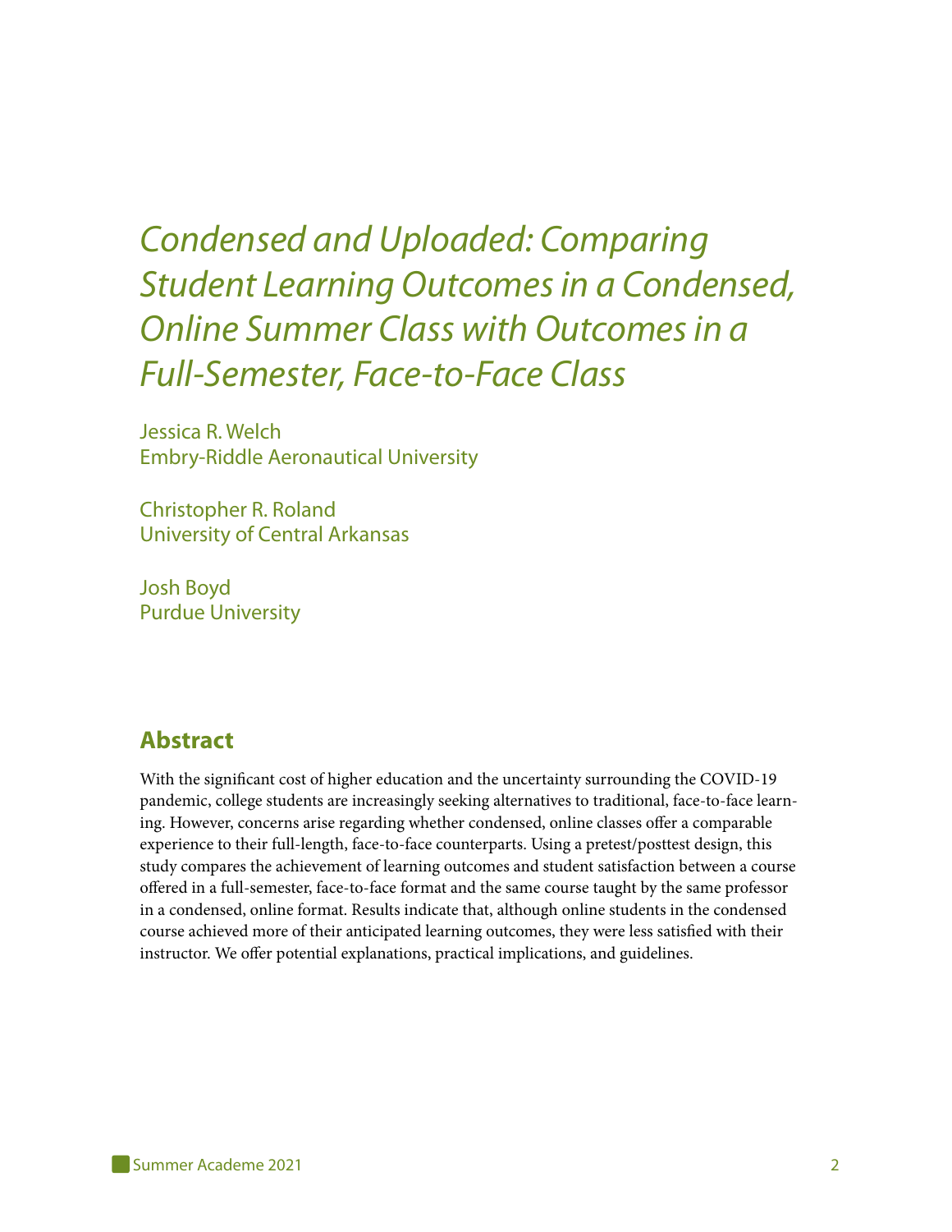# *Condensed and Uploaded: Comparing Student Learning Outcomes in a Condensed, Online Summer Class with Outcomes in a Full-Semester, Face-to-Face Class*

Jessica R. Welch
Embry-Riddle Aeronautical University

Christopher R. Roland
University of Central Arkansas

Josh Boyd
Purdue University

## Abstract

With the significant cost of higher education and the uncertainty surrounding the COVID-19 pandemic, college students are increasingly seeking alternatives to traditional, face-to-face learning. However, concerns arise regarding whether condensed, online classes offer a comparable experience to their full-length, face-to-face counterparts. Using a pretest/posttest design, this study compares the achievement of learning outcomes and student satisfaction between a course offered in a full-semester, face-to-face format and the same course taught by the same professor in a condensed, online format. Results indicate that, although online students in the condensed course achieved more of their anticipated learning outcomes, they were less satisfied with their instructor. We offer potential explanations, practical implications, and guidelines.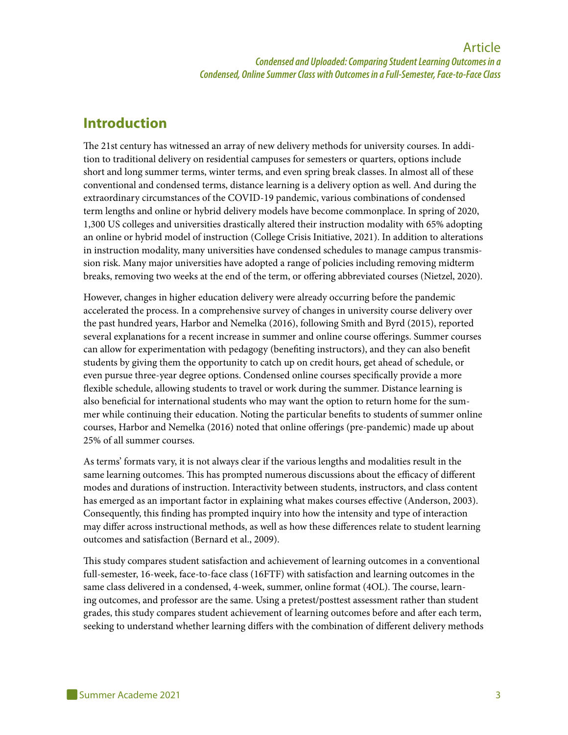## Introduction

The 21st century has witnessed an array of new delivery methods for university courses. In addition to traditional delivery on residential campuses for semesters or quarters, options include short and long summer terms, winter terms, and even spring break classes. In almost all of these conventional and condensed terms, distance learning is a delivery option as well. And during the extraordinary circumstances of the COVID-19 pandemic, various combinations of condensed term lengths and online or hybrid delivery models have become commonplace. In spring of 2020, 1,300 US colleges and universities drastically altered their instruction modality with 65% adopting an online or hybrid model of instruction (College Crisis Initiative, 2021). In addition to alterations in instruction modality, many universities have condensed schedules to manage campus transmission risk. Many major universities have adopted a range of policies including removing midterm breaks, removing two weeks at the end of the term, or offering abbreviated courses (Nietzel, 2020).

However, changes in higher education delivery were already occurring before the pandemic accelerated the process. In a comprehensive survey of changes in university course delivery over the past hundred years, Harbor and Nemelka (2016), following Smith and Byrd (2015), reported several explanations for a recent increase in summer and online course offerings. Summer courses can allow for experimentation with pedagogy (benefiting instructors), and they can also benefit students by giving them the opportunity to catch up on credit hours, get ahead of schedule, or even pursue three-year degree options. Condensed online courses specifically provide a more flexible schedule, allowing students to travel or work during the summer. Distance learning is also beneficial for international students who may want the option to return home for the summer while continuing their education. Noting the particular benefits to students of summer online courses, Harbor and Nemelka (2016) noted that online offerings (pre-pandemic) made up about 25% of all summer courses.

As terms' formats vary, it is not always clear if the various lengths and modalities result in the same learning outcomes. This has prompted numerous discussions about the efficacy of different modes and durations of instruction. Interactivity between students, instructors, and class content has emerged as an important factor in explaining what makes courses effective (Anderson, 2003). Consequently, this finding has prompted inquiry into how the intensity and type of interaction may differ across instructional methods, as well as how these differences relate to student learning outcomes and satisfaction (Bernard et al., 2009).

This study compares student satisfaction and achievement of learning outcomes in a conventional full-semester, 16-week, face-to-face class (16FTF) with satisfaction and learning outcomes in the same class delivered in a condensed, 4-week, summer, online format (4OL). The course, learning outcomes, and professor are the same. Using a pretest/posttest assessment rather than student grades, this study compares student achievement of learning outcomes before and after each term, seeking to understand whether learning differs with the combination of different delivery methods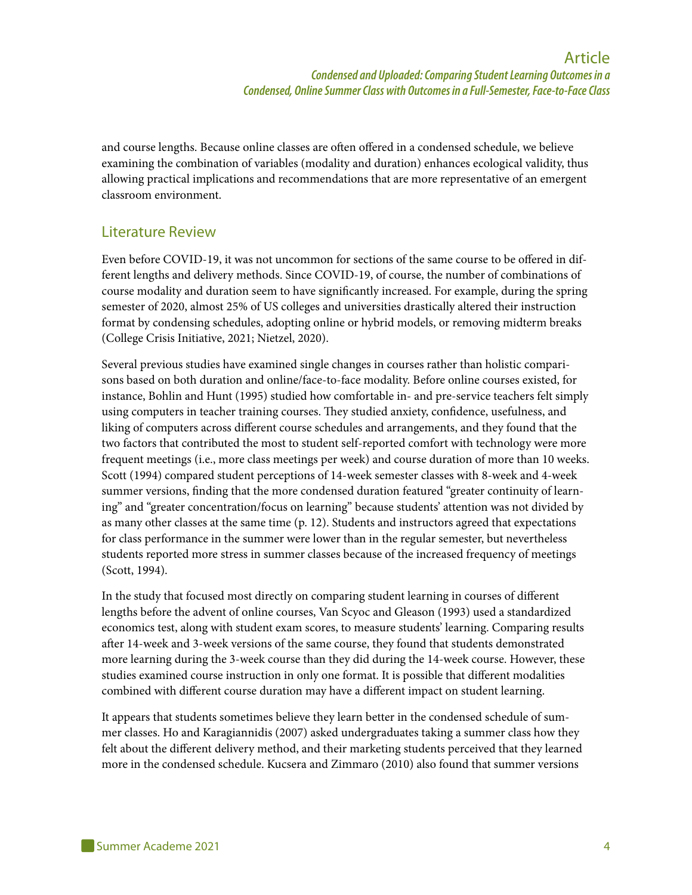and course lengths. Because online classes are often offered in a condensed schedule, we believe examining the combination of variables (modality and duration) enhances ecological validity, thus allowing practical implications and recommendations that are more representative of an emergent classroom environment.

## Literature Review

Even before COVID-19, it was not uncommon for sections of the same course to be offered in different lengths and delivery methods. Since COVID-19, of course, the number of combinations of course modality and duration seem to have significantly increased. For example, during the spring semester of 2020, almost 25% of US colleges and universities drastically altered their instruction format by condensing schedules, adopting online or hybrid models, or removing midterm breaks (College Crisis Initiative, 2021; Nietzel, 2020).

Several previous studies have examined single changes in courses rather than holistic comparisons based on both duration and online/face-to-face modality. Before online courses existed, for instance, Bohlin and Hunt (1995) studied how comfortable in- and pre-service teachers felt simply using computers in teacher training courses. They studied anxiety, confidence, usefulness, and liking of computers across different course schedules and arrangements, and they found that the two factors that contributed the most to student self-reported comfort with technology were more frequent meetings (i.e., more class meetings per week) and course duration of more than 10 weeks. Scott (1994) compared student perceptions of 14-week semester classes with 8-week and 4-week summer versions, finding that the more condensed duration featured "greater continuity of learning" and "greater concentration/focus on learning" because students' attention was not divided by as many other classes at the same time (p. 12). Students and instructors agreed that expectations for class performance in the summer were lower than in the regular semester, but nevertheless students reported more stress in summer classes because of the increased frequency of meetings (Scott, 1994).

In the study that focused most directly on comparing student learning in courses of different lengths before the advent of online courses, Van Scyoc and Gleason (1993) used a standardized economics test, along with student exam scores, to measure students' learning. Comparing results after 14-week and 3-week versions of the same course, they found that students demonstrated more learning during the 3-week course than they did during the 14-week course. However, these studies examined course instruction in only one format. It is possible that different modalities combined with different course duration may have a different impact on student learning.

It appears that students sometimes believe they learn better in the condensed schedule of summer classes. Ho and Karagiannidis (2007) asked undergraduates taking a summer class how they felt about the different delivery method, and their marketing students perceived that they learned more in the condensed schedule. Kucsera and Zimmaro (2010) also found that summer versions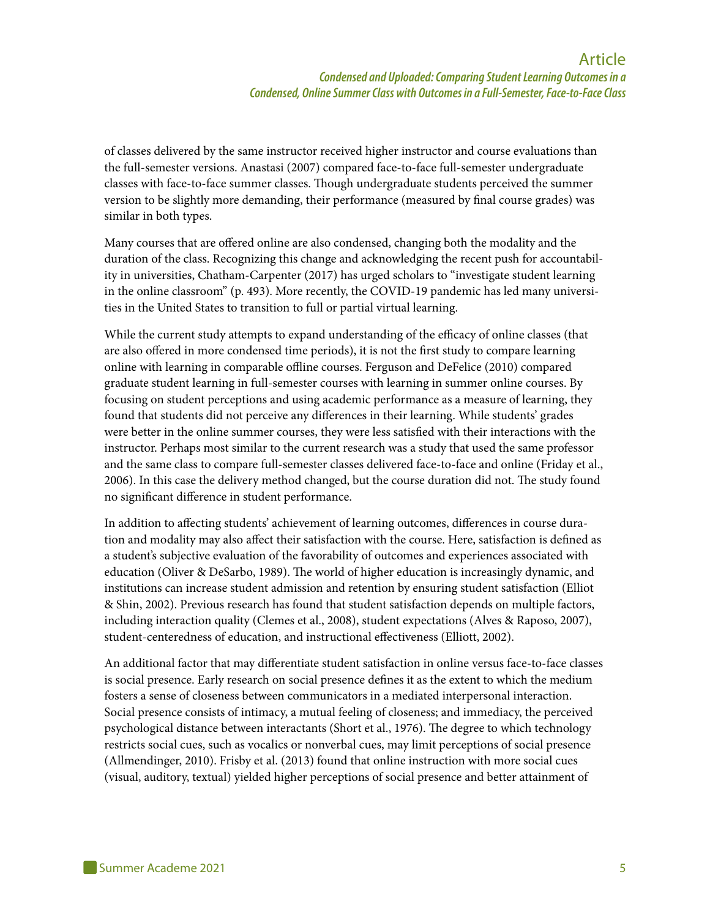of classes delivered by the same instructor received higher instructor and course evaluations than the full-semester versions. Anastasi (2007) compared face-to-face full-semester undergraduate classes with face-to-face summer classes. Though undergraduate students perceived the summer version to be slightly more demanding, their performance (measured by final course grades) was similar in both types.

Many courses that are offered online are also condensed, changing both the modality and the duration of the class. Recognizing this change and acknowledging the recent push for accountability in universities, Chatham-Carpenter (2017) has urged scholars to "investigate student learning in the online classroom" (p. 493). More recently, the COVID-19 pandemic has led many universities in the United States to transition to full or partial virtual learning.

While the current study attempts to expand understanding of the efficacy of online classes (that are also offered in more condensed time periods), it is not the first study to compare learning online with learning in comparable offline courses. Ferguson and DeFelice (2010) compared graduate student learning in full-semester courses with learning in summer online courses. By focusing on student perceptions and using academic performance as a measure of learning, they found that students did not perceive any differences in their learning. While students' grades were better in the online summer courses, they were less satisfied with their interactions with the instructor. Perhaps most similar to the current research was a study that used the same professor and the same class to compare full-semester classes delivered face-to-face and online (Friday et al., 2006). In this case the delivery method changed, but the course duration did not. The study found no significant difference in student performance.

In addition to affecting students' achievement of learning outcomes, differences in course duration and modality may also affect their satisfaction with the course. Here, satisfaction is defined as a student's subjective evaluation of the favorability of outcomes and experiences associated with education (Oliver & DeSarbo, 1989). The world of higher education is increasingly dynamic, and institutions can increase student admission and retention by ensuring student satisfaction (Elliot & Shin, 2002). Previous research has found that student satisfaction depends on multiple factors, including interaction quality (Clemes et al., 2008), student expectations (Alves & Raposo, 2007), student-centeredness of education, and instructional effectiveness (Elliott, 2002).

An additional factor that may differentiate student satisfaction in online versus face-to-face classes is social presence. Early research on social presence defines it as the extent to which the medium fosters a sense of closeness between communicators in a mediated interpersonal interaction. Social presence consists of intimacy, a mutual feeling of closeness; and immediacy, the perceived psychological distance between interactants (Short et al., 1976). The degree to which technology restricts social cues, such as vocalics or nonverbal cues, may limit perceptions of social presence (Allmendinger, 2010). Frisby et al. (2013) found that online instruction with more social cues (visual, auditory, textual) yielded higher perceptions of social presence and better attainment of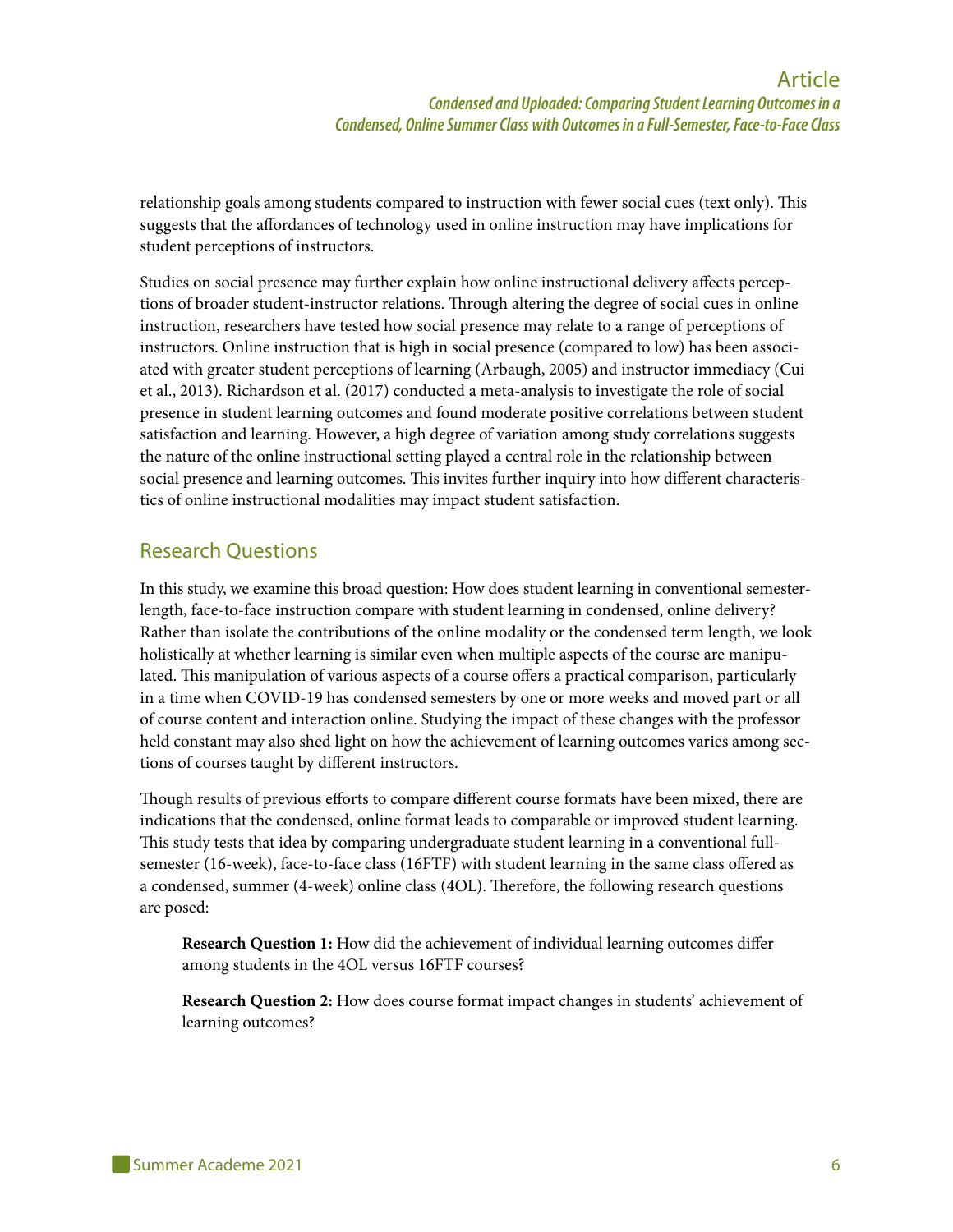relationship goals among students compared to instruction with fewer social cues (text only). This suggests that the affordances of technology used in online instruction may have implications for student perceptions of instructors.

Studies on social presence may further explain how online instructional delivery affects perceptions of broader student-instructor relations. Through altering the degree of social cues in online instruction, researchers have tested how social presence may relate to a range of perceptions of instructors. Online instruction that is high in social presence (compared to low) has been associated with greater student perceptions of learning (Arbaugh, 2005) and instructor immediacy (Cui et al., 2013). Richardson et al. (2017) conducted a meta-analysis to investigate the role of social presence in student learning outcomes and found moderate positive correlations between student satisfaction and learning. However, a high degree of variation among study correlations suggests the nature of the online instructional setting played a central role in the relationship between social presence and learning outcomes. This invites further inquiry into how different characteristics of online instructional modalities may impact student satisfaction.

## Research Questions

In this study, we examine this broad question: How does student learning in conventional semester-length, face-to-face instruction compare with student learning in condensed, online delivery? Rather than isolate the contributions of the online modality or the condensed term length, we look holistically at whether learning is similar even when multiple aspects of the course are manipulated. This manipulation of various aspects of a course offers a practical comparison, particularly in a time when COVID-19 has condensed semesters by one or more weeks and moved part or all of course content and interaction online. Studying the impact of these changes with the professor held constant may also shed light on how the achievement of learning outcomes varies among sections of courses taught by different instructors.

Though results of previous efforts to compare different course formats have been mixed, there are indications that the condensed, online format leads to comparable or improved student learning. This study tests that idea by comparing undergraduate student learning in a conventional full-semester (16-week), face-to-face class (16FTF) with student learning in the same class offered as a condensed, summer (4-week) online class (4OL). Therefore, the following research questions are posed:

> **Research Question 1:** How did the achievement of individual learning outcomes differ among students in the 4OL versus 16FTF courses?
>
> **Research Question 2:** How does course format impact changes in students' achievement of learning outcomes?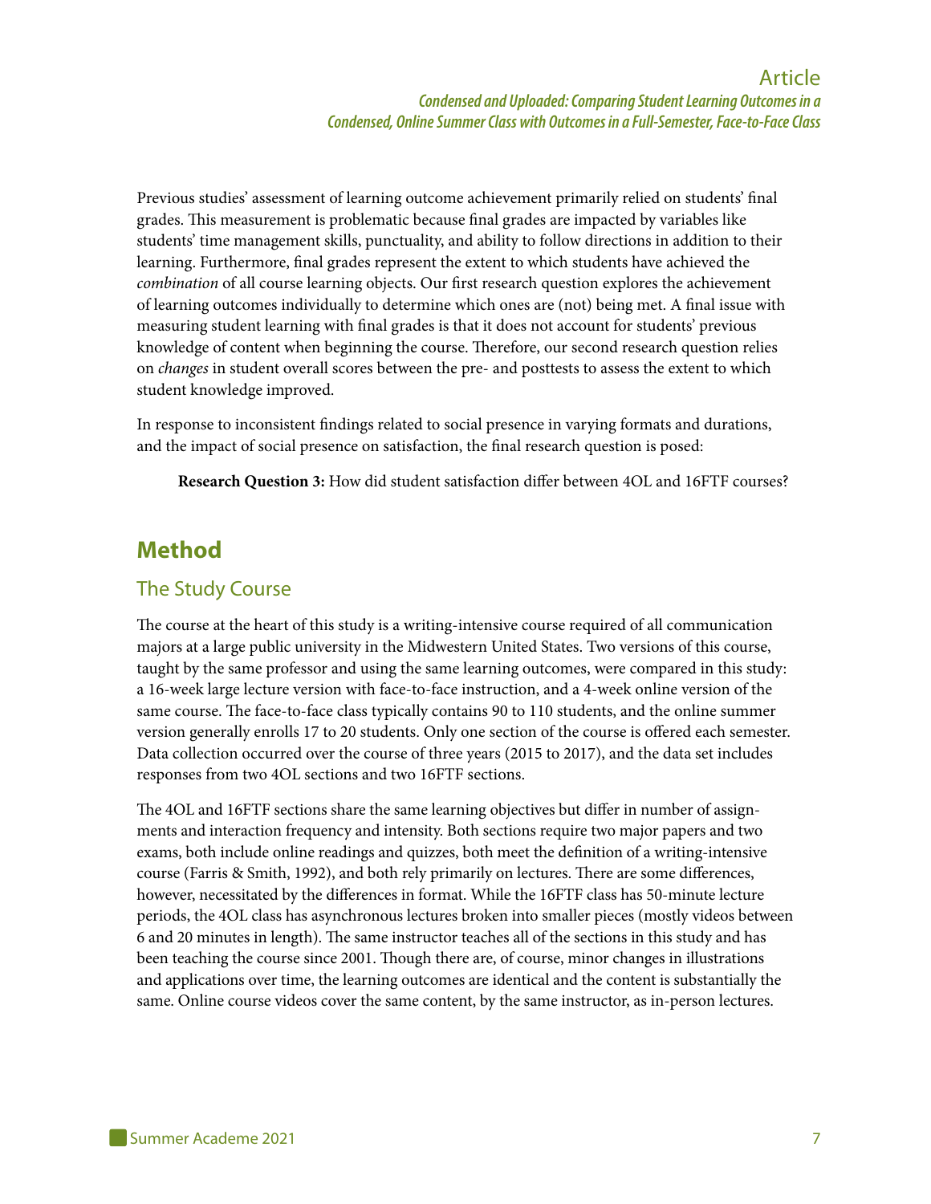Previous studies' assessment of learning outcome achievement primarily relied on students' final grades. This measurement is problematic because final grades are impacted by variables like students' time management skills, punctuality, and ability to follow directions in addition to their learning. Furthermore, final grades represent the extent to which students have achieved the *combination* of all course learning objects. Our first research question explores the achievement of learning outcomes individually to determine which ones are (not) being met. A final issue with measuring student learning with final grades is that it does not account for students' previous knowledge of content when beginning the course. Therefore, our second research question relies on *changes* in student overall scores between the pre- and posttests to assess the extent to which student knowledge improved.

In response to inconsistent findings related to social presence in varying formats and durations, and the impact of social presence on satisfaction, the final research question is posed:

> **Research Question 3:** How did student satisfaction differ between 4OL and 16FTF courses?

# Method

## The Study Course

The course at the heart of this study is a writing-intensive course required of all communication majors at a large public university in the Midwestern United States. Two versions of this course, taught by the same professor and using the same learning outcomes, were compared in this study: a 16-week large lecture version with face-to-face instruction, and a 4-week online version of the same course. The face-to-face class typically contains 90 to 110 students, and the online summer version generally enrolls 17 to 20 students. Only one section of the course is offered each semester. Data collection occurred over the course of three years (2015 to 2017), and the data set includes responses from two 4OL sections and two 16FTF sections.

The 4OL and 16FTF sections share the same learning objectives but differ in number of assignments and interaction frequency and intensity. Both sections require two major papers and two exams, both include online readings and quizzes, both meet the definition of a writing-intensive course (Farris & Smith, 1992), and both rely primarily on lectures. There are some differences, however, necessitated by the differences in format. While the 16FTF class has 50-minute lecture periods, the 4OL class has asynchronous lectures broken into smaller pieces (mostly videos between 6 and 20 minutes in length). The same instructor teaches all of the sections in this study and has been teaching the course since 2001. Though there are, of course, minor changes in illustrations and applications over time, the learning outcomes are identical and the content is substantially the same. Online course videos cover the same content, by the same instructor, as in-person lectures.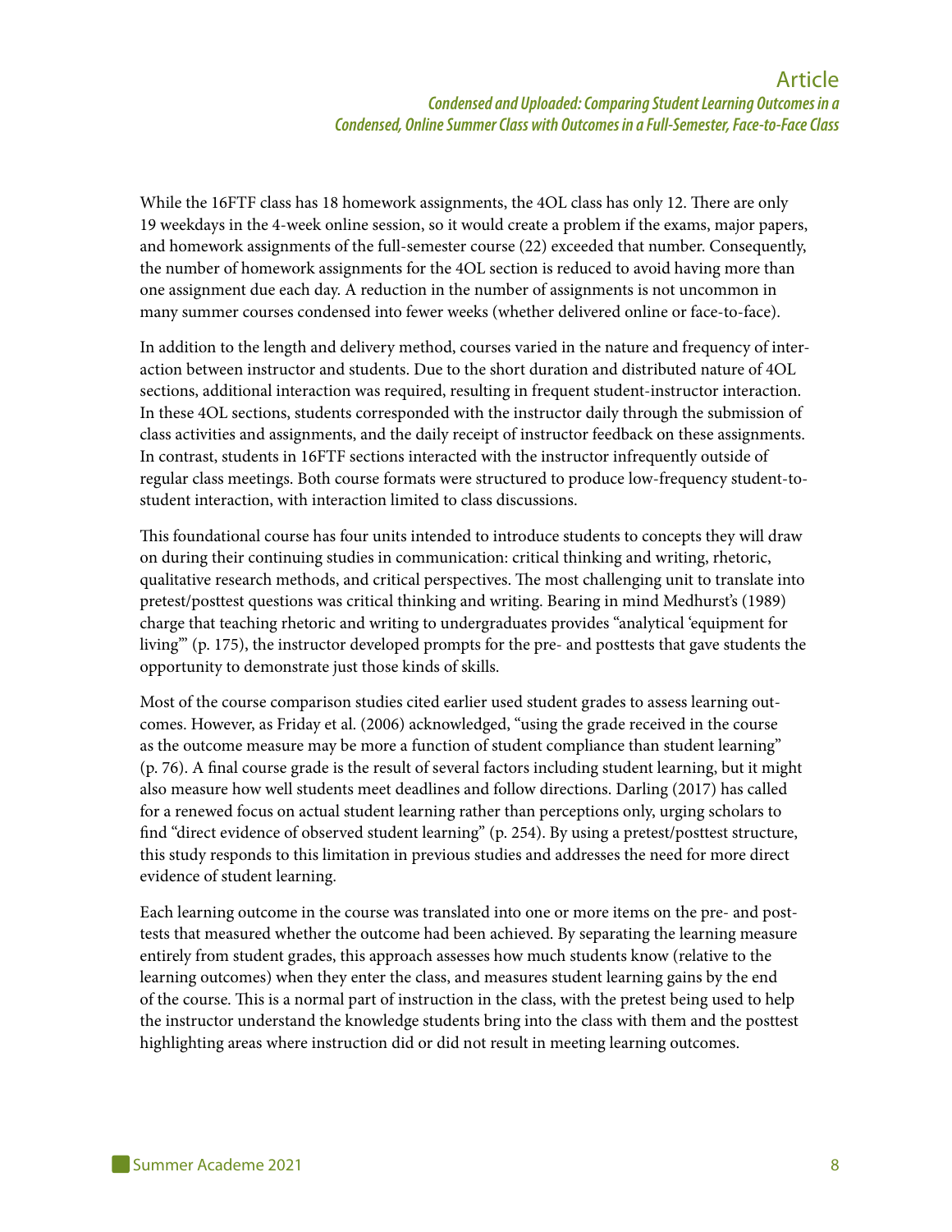While the 16FTF class has 18 homework assignments, the 4OL class has only 12. There are only 19 weekdays in the 4-week online session, so it would create a problem if the exams, major papers, and homework assignments of the full-semester course (22) exceeded that number. Consequently, the number of homework assignments for the 4OL section is reduced to avoid having more than one assignment due each day. A reduction in the number of assignments is not uncommon in many summer courses condensed into fewer weeks (whether delivered online or face-to-face).

In addition to the length and delivery method, courses varied in the nature and frequency of interaction between instructor and students. Due to the short duration and distributed nature of 4OL sections, additional interaction was required, resulting in frequent student-instructor interaction. In these 4OL sections, students corresponded with the instructor daily through the submission of class activities and assignments, and the daily receipt of instructor feedback on these assignments. In contrast, students in 16FTF sections interacted with the instructor infrequently outside of regular class meetings. Both course formats were structured to produce low-frequency student-to-student interaction, with interaction limited to class discussions.

This foundational course has four units intended to introduce students to concepts they will draw on during their continuing studies in communication: critical thinking and writing, rhetoric, qualitative research methods, and critical perspectives. The most challenging unit to translate into pretest/posttest questions was critical thinking and writing. Bearing in mind Medhurst's (1989) charge that teaching rhetoric and writing to undergraduates provides "analytical 'equipment for living'" (p. 175), the instructor developed prompts for the pre- and posttests that gave students the opportunity to demonstrate just those kinds of skills.

Most of the course comparison studies cited earlier used student grades to assess learning outcomes. However, as Friday et al. (2006) acknowledged, "using the grade received in the course as the outcome measure may be more a function of student compliance than student learning" (p. 76). A final course grade is the result of several factors including student learning, but it might also measure how well students meet deadlines and follow directions. Darling (2017) has called for a renewed focus on actual student learning rather than perceptions only, urging scholars to find "direct evidence of observed student learning" (p. 254). By using a pretest/posttest structure, this study responds to this limitation in previous studies and addresses the need for more direct evidence of student learning.

Each learning outcome in the course was translated into one or more items on the pre- and posttests that measured whether the outcome had been achieved. By separating the learning measure entirely from student grades, this approach assesses how much students know (relative to the learning outcomes) when they enter the class, and measures student learning gains by the end of the course. This is a normal part of instruction in the class, with the pretest being used to help the instructor understand the knowledge students bring into the class with them and the posttest highlighting areas where instruction did or did not result in meeting learning outcomes.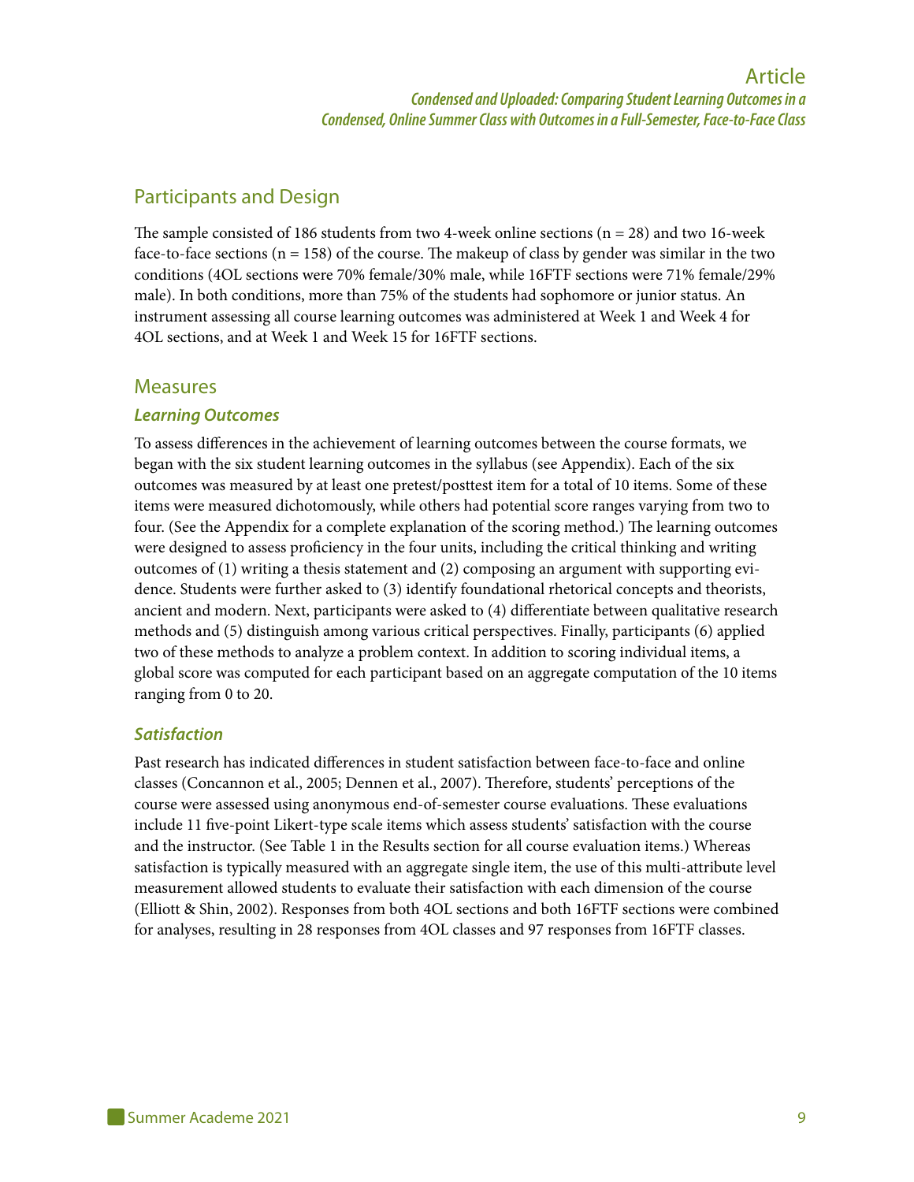## Participants and Design

The sample consisted of 186 students from two 4-week online sections (n = 28) and two 16-week face-to-face sections (n = 158) of the course. The makeup of class by gender was similar in the two conditions (4OL sections were 70% female/30% male, while 16FTF sections were 71% female/29% male). In both conditions, more than 75% of the students had sophomore or junior status. An instrument assessing all course learning outcomes was administered at Week 1 and Week 4 for 4OL sections, and at Week 1 and Week 15 for 16FTF sections.

## Measures

### *Learning Outcomes*

To assess differences in the achievement of learning outcomes between the course formats, we began with the six student learning outcomes in the syllabus (see Appendix). Each of the six outcomes was measured by at least one pretest/posttest item for a total of 10 items. Some of these items were measured dichotomously, while others had potential score ranges varying from two to four. (See the Appendix for a complete explanation of the scoring method.) The learning outcomes were designed to assess proficiency in the four units, including the critical thinking and writing outcomes of (1) writing a thesis statement and (2) composing an argument with supporting evidence. Students were further asked to (3) identify foundational rhetorical concepts and theorists, ancient and modern. Next, participants were asked to (4) differentiate between qualitative research methods and (5) distinguish among various critical perspectives. Finally, participants (6) applied two of these methods to analyze a problem context. In addition to scoring individual items, a global score was computed for each participant based on an aggregate computation of the 10 items ranging from 0 to 20.

### *Satisfaction*

Past research has indicated differences in student satisfaction between face-to-face and online classes (Concannon et al., 2005; Dennen et al., 2007). Therefore, students' perceptions of the course were assessed using anonymous end-of-semester course evaluations. These evaluations include 11 five-point Likert-type scale items which assess students' satisfaction with the course and the instructor. (See Table 1 in the Results section for all course evaluation items.) Whereas satisfaction is typically measured with an aggregate single item, the use of this multi-attribute level measurement allowed students to evaluate their satisfaction with each dimension of the course (Elliott & Shin, 2002). Responses from both 4OL sections and both 16FTF sections were combined for analyses, resulting in 28 responses from 4OL classes and 97 responses from 16FTF classes.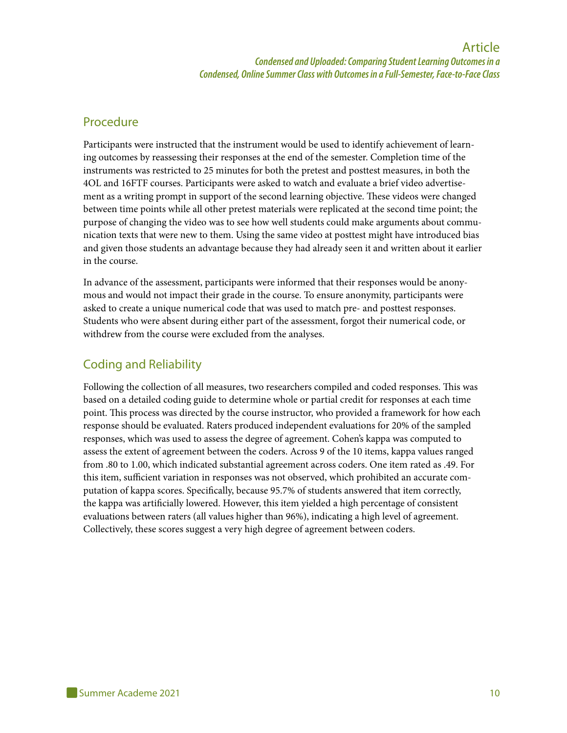## Procedure

Participants were instructed that the instrument would be used to identify achievement of learning outcomes by reassessing their responses at the end of the semester. Completion time of the instruments was restricted to 25 minutes for both the pretest and posttest measures, in both the 4OL and 16FTF courses. Participants were asked to watch and evaluate a brief video advertisement as a writing prompt in support of the second learning objective. These videos were changed between time points while all other pretest materials were replicated at the second time point; the purpose of changing the video was to see how well students could make arguments about communication texts that were new to them. Using the same video at posttest might have introduced bias and given those students an advantage because they had already seen it and written about it earlier in the course.

In advance of the assessment, participants were informed that their responses would be anonymous and would not impact their grade in the course. To ensure anonymity, participants were asked to create a unique numerical code that was used to match pre- and posttest responses. Students who were absent during either part of the assessment, forgot their numerical code, or withdrew from the course were excluded from the analyses.

## Coding and Reliability

Following the collection of all measures, two researchers compiled and coded responses. This was based on a detailed coding guide to determine whole or partial credit for responses at each time point. This process was directed by the course instructor, who provided a framework for how each response should be evaluated. Raters produced independent evaluations for 20% of the sampled responses, which was used to assess the degree of agreement. Cohen's kappa was computed to assess the extent of agreement between the coders. Across 9 of the 10 items, kappa values ranged from .80 to 1.00, which indicated substantial agreement across coders. One item rated as .49. For this item, sufficient variation in responses was not observed, which prohibited an accurate computation of kappa scores. Specifically, because 95.7% of students answered that item correctly, the kappa was artificially lowered. However, this item yielded a high percentage of consistent evaluations between raters (all values higher than 96%), indicating a high level of agreement. Collectively, these scores suggest a very high degree of agreement between coders.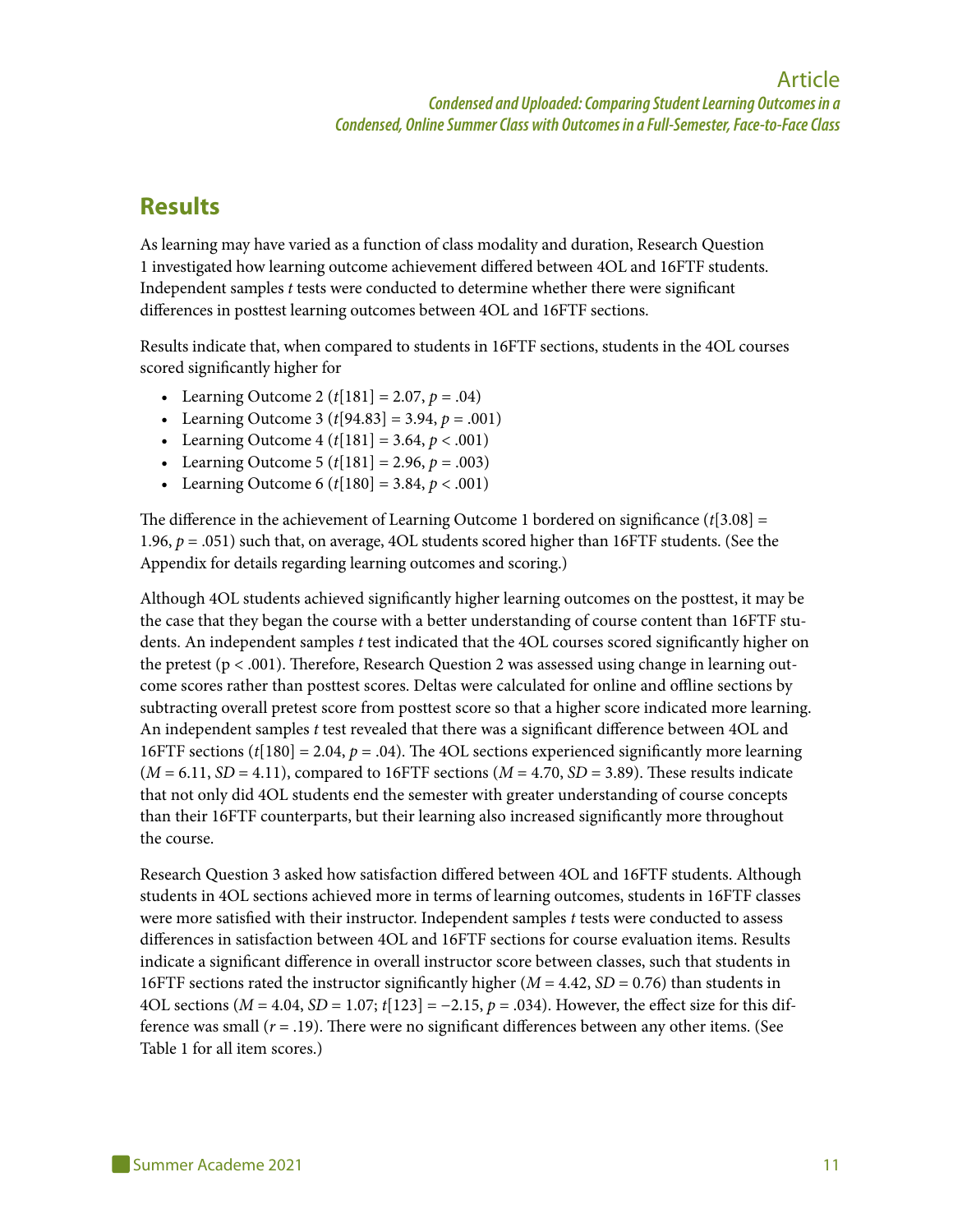## Results

As learning may have varied as a function of class modality and duration, Research Question 1 investigated how learning outcome achievement differed between 4OL and 16FTF students. Independent samples *t* tests were conducted to determine whether there were significant differences in posttest learning outcomes between 4OL and 16FTF sections.

Results indicate that, when compared to students in 16FTF sections, students in the 4OL courses scored significantly higher for

- Learning Outcome 2 ($t[181] = 2.07$, $p = .04$)
- Learning Outcome 3 ($t[94.83] = 3.94$, $p = .001$)
- Learning Outcome 4 ($t[181] = 3.64$, $p < .001$)
- Learning Outcome 5 ($t[181] = 2.96$, $p = .003$)
- Learning Outcome 6 ($t[180] = 3.84$, $p < .001$)

The difference in the achievement of Learning Outcome 1 bordered on significance ($t[3.08] = 1.96$, $p = .051$) such that, on average, 4OL students scored higher than 16FTF students. (See the Appendix for details regarding learning outcomes and scoring.)

Although 4OL students achieved significantly higher learning outcomes on the posttest, it may be the case that they began the course with a better understanding of course content than 16FTF students. An independent samples *t* test indicated that the 4OL courses scored significantly higher on the pretest ($p < .001$). Therefore, Research Question 2 was assessed using change in learning outcome scores rather than posttest scores. Deltas were calculated for online and offline sections by subtracting overall pretest score from posttest score so that a higher score indicated more learning. An independent samples *t* test revealed that there was a significant difference between 4OL and 16FTF sections ($t[180] = 2.04$, $p = .04$). The 4OL sections experienced significantly more learning ($M = 6.11$, $SD = 4.11$), compared to 16FTF sections ($M = 4.70$, $SD = 3.89$). These results indicate that not only did 4OL students end the semester with greater understanding of course concepts than their 16FTF counterparts, but their learning also increased significantly more throughout the course.

Research Question 3 asked how satisfaction differed between 4OL and 16FTF students. Although students in 4OL sections achieved more in terms of learning outcomes, students in 16FTF classes were more satisfied with their instructor. Independent samples *t* tests were conducted to assess differences in satisfaction between 4OL and 16FTF sections for course evaluation items. Results indicate a significant difference in overall instructor score between classes, such that students in 16FTF sections rated the instructor significantly higher ($M = 4.42$, $SD = 0.76$) than students in 4OL sections ($M = 4.04$, $SD = 1.07$; $t[123] = -2.15$, $p = .034$). However, the effect size for this difference was small ($r = .19$). There were no significant differences between any other items. (See Table 1 for all item scores.)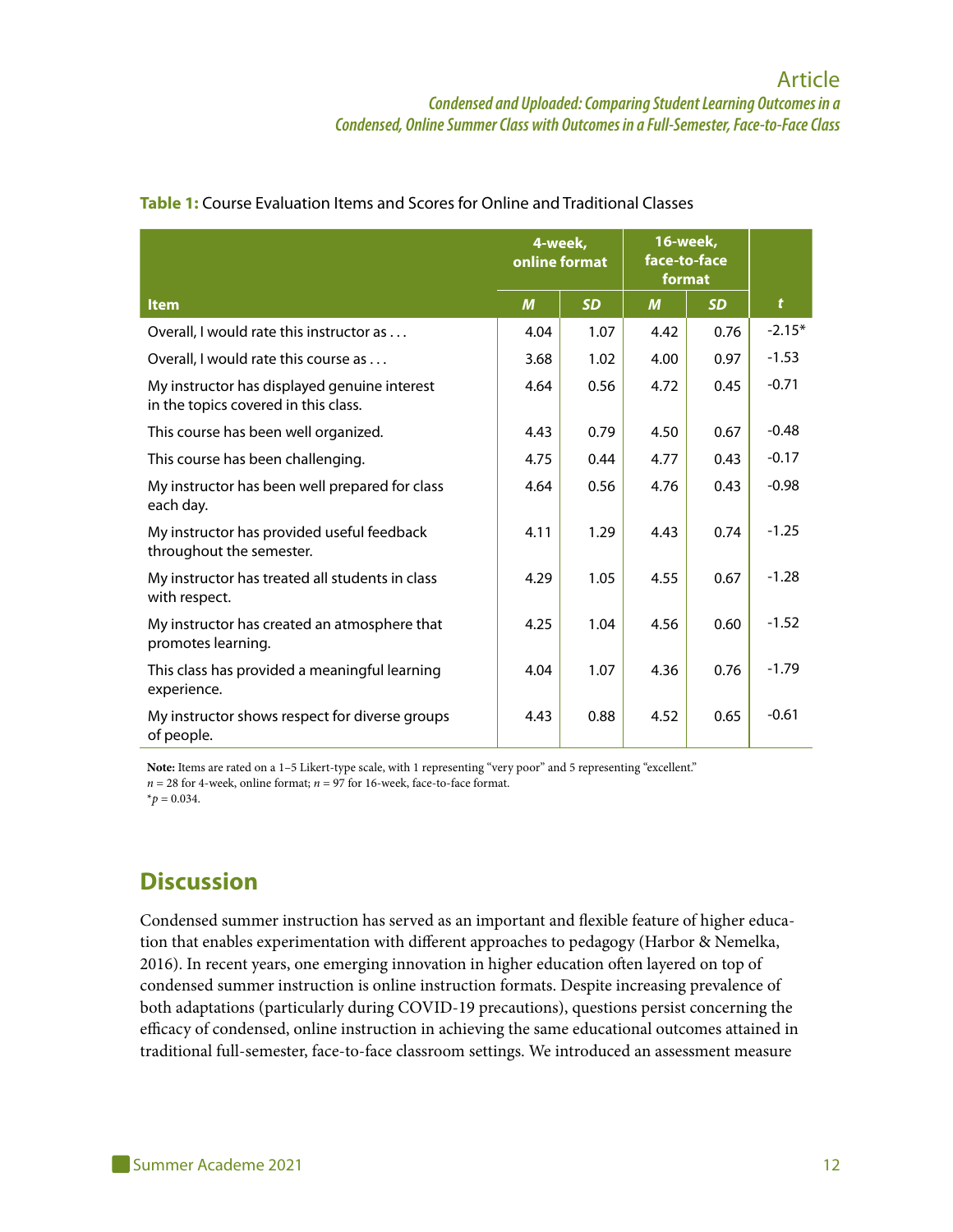**Table 1:** Course Evaluation Items and Scores for Online and Traditional Classes

| Item | 4-week, online format | | 16-week, face-to-face format | | |
|---|---|---|---|---|---|
| | *M* | *SD* | *M* | *SD* | *t* |
| Overall, I would rate this instructor as . . . | 4.04 | 1.07 | 4.42 | 0.76 | -2.15* |
| Overall, I would rate this course as . . . | 3.68 | 1.02 | 4.00 | 0.97 | -1.53 |
| My instructor has displayed genuine interest in the topics covered in this class. | 4.64 | 0.56 | 4.72 | 0.45 | -0.71 |
| This course has been well organized. | 4.43 | 0.79 | 4.50 | 0.67 | -0.48 |
| This course has been challenging. | 4.75 | 0.44 | 4.77 | 0.43 | -0.17 |
| My instructor has been well prepared for class each day. | 4.64 | 0.56 | 4.76 | 0.43 | -0.98 |
| My instructor has provided useful feedback throughout the semester. | 4.11 | 1.29 | 4.43 | 0.74 | -1.25 |
| My instructor has treated all students in class with respect. | 4.29 | 1.05 | 4.55 | 0.67 | -1.28 |
| My instructor has created an atmosphere that promotes learning. | 4.25 | 1.04 | 4.56 | 0.60 | -1.52 |
| This class has provided a meaningful learning experience. | 4.04 | 1.07 | 4.36 | 0.76 | -1.79 |
| My instructor shows respect for diverse groups of people. | 4.43 | 0.88 | 4.52 | 0.65 | -0.61 |

**Note:** Items are rated on a 1–5 Likert-type scale, with 1 representing "very poor" and 5 representing "excellent."
$n = 28$ for 4-week, online format; $n = 97$ for 16-week, face-to-face format.
$^*p = 0.034$.

## Discussion

Condensed summer instruction has served as an important and flexible feature of higher education that enables experimentation with different approaches to pedagogy (Harbor & Nemelka, 2016). In recent years, one emerging innovation in higher education often layered on top of condensed summer instruction is online instruction formats. Despite increasing prevalence of both adaptations (particularly during COVID-19 precautions), questions persist concerning the efficacy of condensed, online instruction in achieving the same educational outcomes attained in traditional full-semester, face-to-face classroom settings. We introduced an assessment measure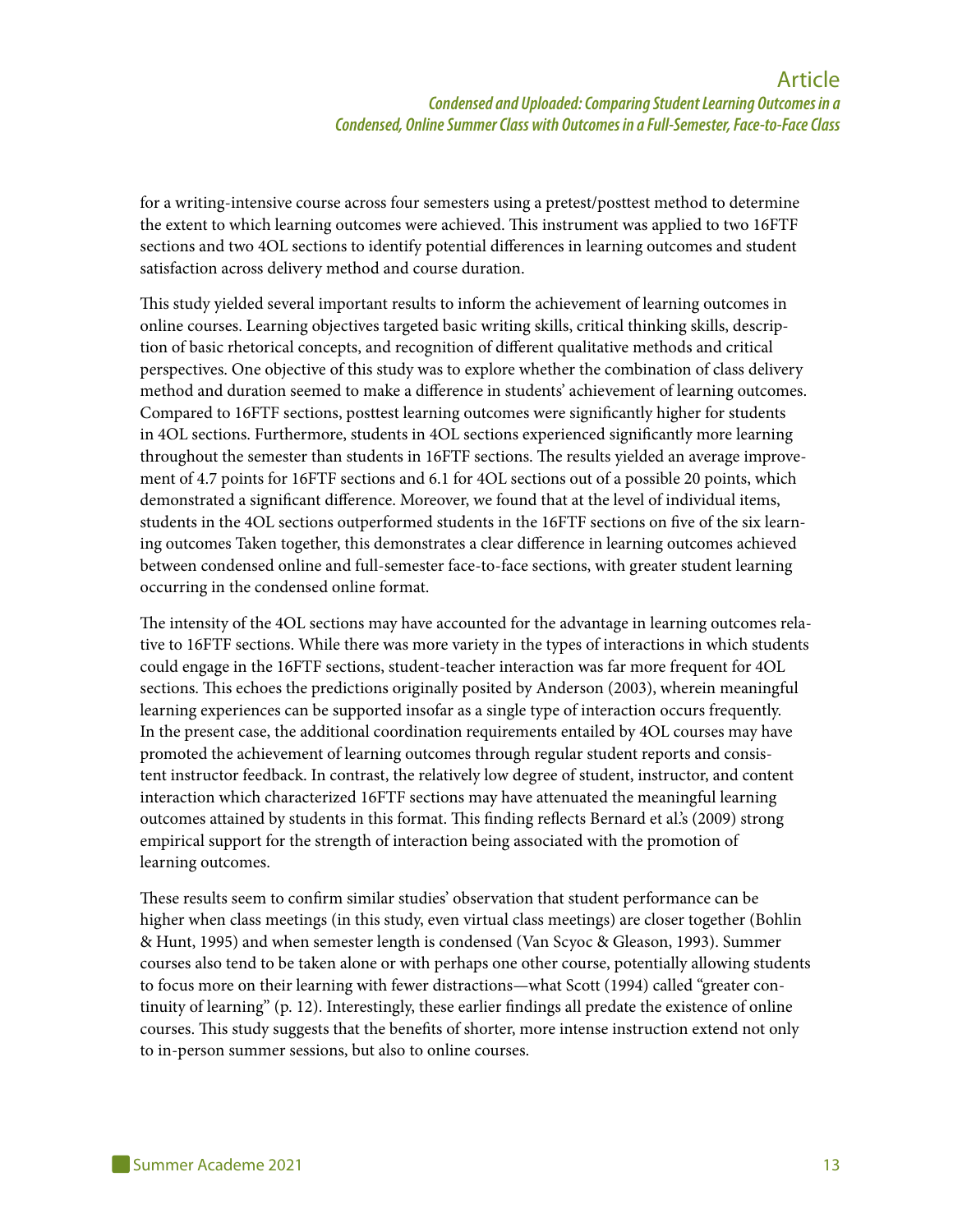for a writing-intensive course across four semesters using a pretest/posttest method to determine the extent to which learning outcomes were achieved. This instrument was applied to two 16FTF sections and two 4OL sections to identify potential differences in learning outcomes and student satisfaction across delivery method and course duration.

This study yielded several important results to inform the achievement of learning outcomes in online courses. Learning objectives targeted basic writing skills, critical thinking skills, description of basic rhetorical concepts, and recognition of different qualitative methods and critical perspectives. One objective of this study was to explore whether the combination of class delivery method and duration seemed to make a difference in students' achievement of learning outcomes. Compared to 16FTF sections, posttest learning outcomes were significantly higher for students in 4OL sections. Furthermore, students in 4OL sections experienced significantly more learning throughout the semester than students in 16FTF sections. The results yielded an average improvement of 4.7 points for 16FTF sections and 6.1 for 4OL sections out of a possible 20 points, which demonstrated a significant difference. Moreover, we found that at the level of individual items, students in the 4OL sections outperformed students in the 16FTF sections on five of the six learning outcomes Taken together, this demonstrates a clear difference in learning outcomes achieved between condensed online and full-semester face-to-face sections, with greater student learning occurring in the condensed online format.

The intensity of the 4OL sections may have accounted for the advantage in learning outcomes relative to 16FTF sections. While there was more variety in the types of interactions in which students could engage in the 16FTF sections, student-teacher interaction was far more frequent for 4OL sections. This echoes the predictions originally posited by Anderson (2003), wherein meaningful learning experiences can be supported insofar as a single type of interaction occurs frequently. In the present case, the additional coordination requirements entailed by 4OL courses may have promoted the achievement of learning outcomes through regular student reports and consistent instructor feedback. In contrast, the relatively low degree of student, instructor, and content interaction which characterized 16FTF sections may have attenuated the meaningful learning outcomes attained by students in this format. This finding reflects Bernard et al.'s (2009) strong empirical support for the strength of interaction being associated with the promotion of learning outcomes.

These results seem to confirm similar studies' observation that student performance can be higher when class meetings (in this study, even virtual class meetings) are closer together (Bohlin & Hunt, 1995) and when semester length is condensed (Van Scyoc & Gleason, 1993). Summer courses also tend to be taken alone or with perhaps one other course, potentially allowing students to focus more on their learning with fewer distractions—what Scott (1994) called "greater continuity of learning" (p. 12). Interestingly, these earlier findings all predate the existence of online courses. This study suggests that the benefits of shorter, more intense instruction extend not only to in-person summer sessions, but also to online courses.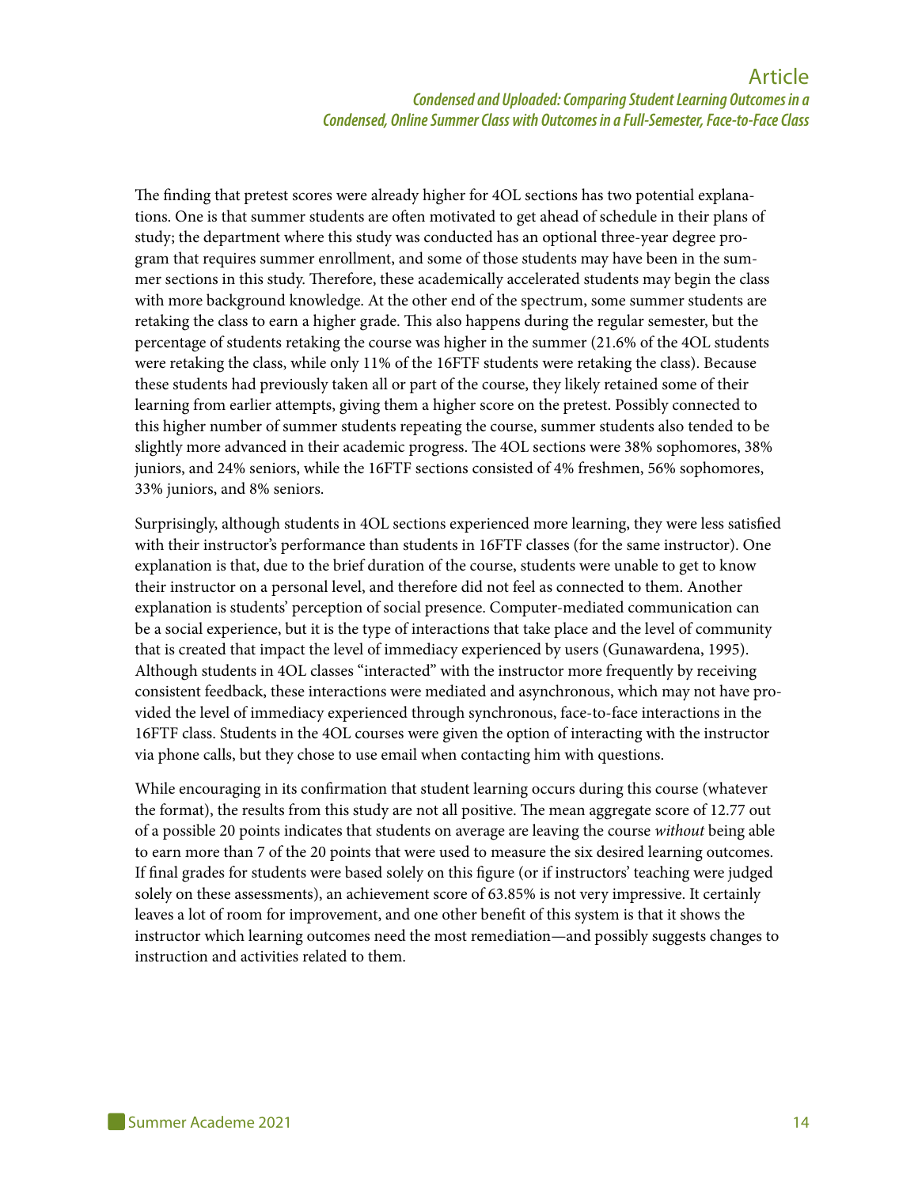The finding that pretest scores were already higher for 4OL sections has two potential explanations. One is that summer students are often motivated to get ahead of schedule in their plans of study; the department where this study was conducted has an optional three-year degree program that requires summer enrollment, and some of those students may have been in the summer sections in this study. Therefore, these academically accelerated students may begin the class with more background knowledge. At the other end of the spectrum, some summer students are retaking the class to earn a higher grade. This also happens during the regular semester, but the percentage of students retaking the course was higher in the summer (21.6% of the 4OL students were retaking the class, while only 11% of the 16FTF students were retaking the class). Because these students had previously taken all or part of the course, they likely retained some of their learning from earlier attempts, giving them a higher score on the pretest. Possibly connected to this higher number of summer students repeating the course, summer students also tended to be slightly more advanced in their academic progress. The 4OL sections were 38% sophomores, 38% juniors, and 24% seniors, while the 16FTF sections consisted of 4% freshmen, 56% sophomores, 33% juniors, and 8% seniors.

Surprisingly, although students in 4OL sections experienced more learning, they were less satisfied with their instructor's performance than students in 16FTF classes (for the same instructor). One explanation is that, due to the brief duration of the course, students were unable to get to know their instructor on a personal level, and therefore did not feel as connected to them. Another explanation is students' perception of social presence. Computer-mediated communication can be a social experience, but it is the type of interactions that take place and the level of community that is created that impact the level of immediacy experienced by users (Gunawardena, 1995). Although students in 4OL classes "interacted" with the instructor more frequently by receiving consistent feedback, these interactions were mediated and asynchronous, which may not have provided the level of immediacy experienced through synchronous, face-to-face interactions in the 16FTF class. Students in the 4OL courses were given the option of interacting with the instructor via phone calls, but they chose to use email when contacting him with questions.

While encouraging in its confirmation that student learning occurs during this course (whatever the format), the results from this study are not all positive. The mean aggregate score of 12.77 out of a possible 20 points indicates that students on average are leaving the course *without* being able to earn more than 7 of the 20 points that were used to measure the six desired learning outcomes. If final grades for students were based solely on this figure (or if instructors' teaching were judged solely on these assessments), an achievement score of 63.85% is not very impressive. It certainly leaves a lot of room for improvement, and one other benefit of this system is that it shows the instructor which learning outcomes need the most remediation—and possibly suggests changes to instruction and activities related to them.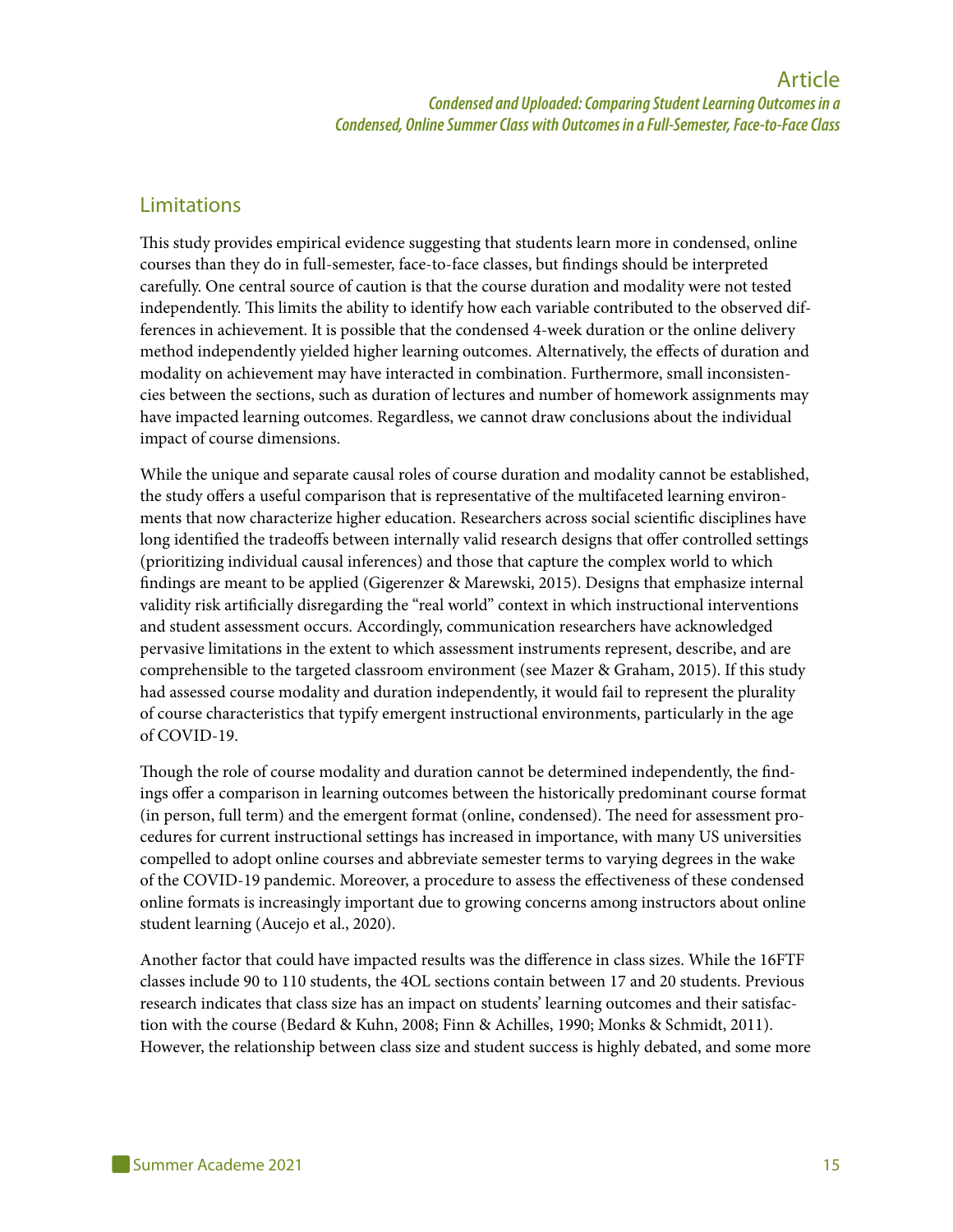## Limitations

This study provides empirical evidence suggesting that students learn more in condensed, online courses than they do in full-semester, face-to-face classes, but findings should be interpreted carefully. One central source of caution is that the course duration and modality were not tested independently. This limits the ability to identify how each variable contributed to the observed differences in achievement. It is possible that the condensed 4-week duration or the online delivery method independently yielded higher learning outcomes. Alternatively, the effects of duration and modality on achievement may have interacted in combination. Furthermore, small inconsistencies between the sections, such as duration of lectures and number of homework assignments may have impacted learning outcomes. Regardless, we cannot draw conclusions about the individual impact of course dimensions.

While the unique and separate causal roles of course duration and modality cannot be established, the study offers a useful comparison that is representative of the multifaceted learning environments that now characterize higher education. Researchers across social scientific disciplines have long identified the tradeoffs between internally valid research designs that offer controlled settings (prioritizing individual causal inferences) and those that capture the complex world to which findings are meant to be applied (Gigerenzer & Marewski, 2015). Designs that emphasize internal validity risk artificially disregarding the "real world" context in which instructional interventions and student assessment occurs. Accordingly, communication researchers have acknowledged pervasive limitations in the extent to which assessment instruments represent, describe, and are comprehensible to the targeted classroom environment (see Mazer & Graham, 2015). If this study had assessed course modality and duration independently, it would fail to represent the plurality of course characteristics that typify emergent instructional environments, particularly in the age of COVID-19.

Though the role of course modality and duration cannot be determined independently, the findings offer a comparison in learning outcomes between the historically predominant course format (in person, full term) and the emergent format (online, condensed). The need for assessment procedures for current instructional settings has increased in importance, with many US universities compelled to adopt online courses and abbreviate semester terms to varying degrees in the wake of the COVID-19 pandemic. Moreover, a procedure to assess the effectiveness of these condensed online formats is increasingly important due to growing concerns among instructors about online student learning (Aucejo et al., 2020).

Another factor that could have impacted results was the difference in class sizes. While the 16FTF classes include 90 to 110 students, the 4OL sections contain between 17 and 20 students. Previous research indicates that class size has an impact on students' learning outcomes and their satisfaction with the course (Bedard & Kuhn, 2008; Finn & Achilles, 1990; Monks & Schmidt, 2011). However, the relationship between class size and student success is highly debated, and some more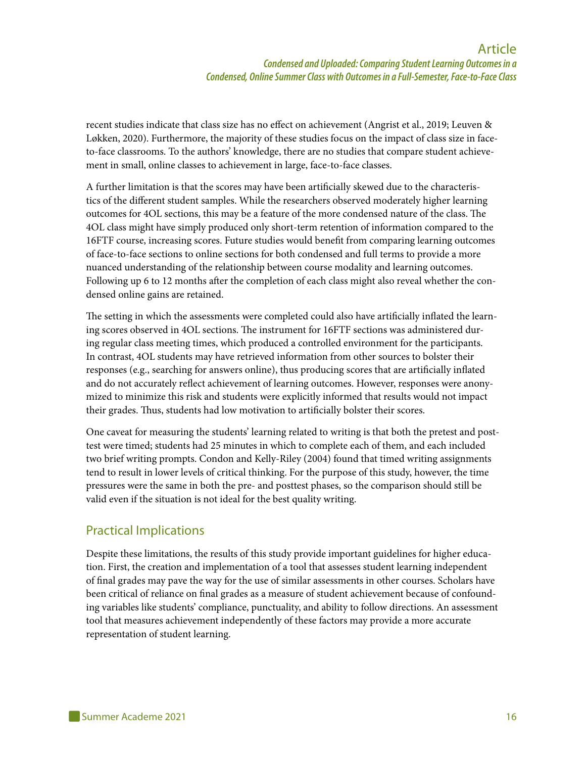recent studies indicate that class size has no effect on achievement (Angrist et al., 2019; Leuven & Løkken, 2020). Furthermore, the majority of these studies focus on the impact of class size in face-to-face classrooms. To the authors' knowledge, there are no studies that compare student achievement in small, online classes to achievement in large, face-to-face classes.

A further limitation is that the scores may have been artificially skewed due to the characteristics of the different student samples. While the researchers observed moderately higher learning outcomes for 4OL sections, this may be a feature of the more condensed nature of the class. The 4OL class might have simply produced only short-term retention of information compared to the 16FTF course, increasing scores. Future studies would benefit from comparing learning outcomes of face-to-face sections to online sections for both condensed and full terms to provide a more nuanced understanding of the relationship between course modality and learning outcomes. Following up 6 to 12 months after the completion of each class might also reveal whether the condensed online gains are retained.

The setting in which the assessments were completed could also have artificially inflated the learning scores observed in 4OL sections. The instrument for 16FTF sections was administered during regular class meeting times, which produced a controlled environment for the participants. In contrast, 4OL students may have retrieved information from other sources to bolster their responses (e.g., searching for answers online), thus producing scores that are artificially inflated and do not accurately reflect achievement of learning outcomes. However, responses were anonymized to minimize this risk and students were explicitly informed that results would not impact their grades. Thus, students had low motivation to artificially bolster their scores.

One caveat for measuring the students' learning related to writing is that both the pretest and posttest were timed; students had 25 minutes in which to complete each of them, and each included two brief writing prompts. Condon and Kelly-Riley (2004) found that timed writing assignments tend to result in lower levels of critical thinking. For the purpose of this study, however, the time pressures were the same in both the pre- and posttest phases, so the comparison should still be valid even if the situation is not ideal for the best quality writing.

## Practical Implications

Despite these limitations, the results of this study provide important guidelines for higher education. First, the creation and implementation of a tool that assesses student learning independent of final grades may pave the way for the use of similar assessments in other courses. Scholars have been critical of reliance on final grades as a measure of student achievement because of confounding variables like students' compliance, punctuality, and ability to follow directions. An assessment tool that measures achievement independently of these factors may provide a more accurate representation of student learning.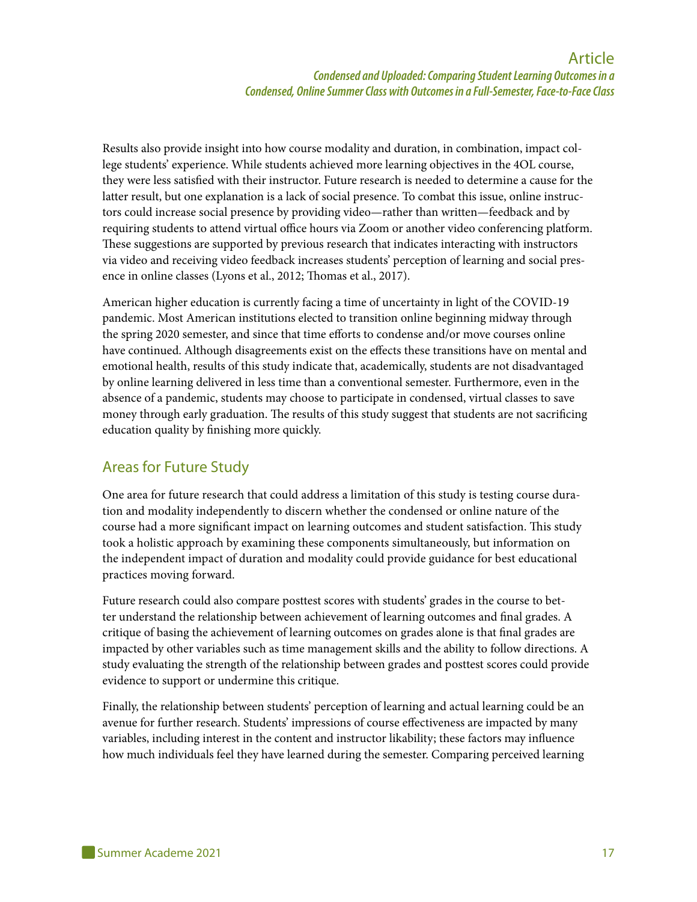Results also provide insight into how course modality and duration, in combination, impact college students' experience. While students achieved more learning objectives in the 4OL course, they were less satisfied with their instructor. Future research is needed to determine a cause for the latter result, but one explanation is a lack of social presence. To combat this issue, online instructors could increase social presence by providing video—rather than written—feedback and by requiring students to attend virtual office hours via Zoom or another video conferencing platform. These suggestions are supported by previous research that indicates interacting with instructors via video and receiving video feedback increases students' perception of learning and social presence in online classes (Lyons et al., 2012; Thomas et al., 2017).

American higher education is currently facing a time of uncertainty in light of the COVID-19 pandemic. Most American institutions elected to transition online beginning midway through the spring 2020 semester, and since that time efforts to condense and/or move courses online have continued. Although disagreements exist on the effects these transitions have on mental and emotional health, results of this study indicate that, academically, students are not disadvantaged by online learning delivered in less time than a conventional semester. Furthermore, even in the absence of a pandemic, students may choose to participate in condensed, virtual classes to save money through early graduation. The results of this study suggest that students are not sacrificing education quality by finishing more quickly.

## Areas for Future Study

One area for future research that could address a limitation of this study is testing course duration and modality independently to discern whether the condensed or online nature of the course had a more significant impact on learning outcomes and student satisfaction. This study took a holistic approach by examining these components simultaneously, but information on the independent impact of duration and modality could provide guidance for best educational practices moving forward.

Future research could also compare posttest scores with students' grades in the course to better understand the relationship between achievement of learning outcomes and final grades. A critique of basing the achievement of learning outcomes on grades alone is that final grades are impacted by other variables such as time management skills and the ability to follow directions. A study evaluating the strength of the relationship between grades and posttest scores could provide evidence to support or undermine this critique.

Finally, the relationship between students' perception of learning and actual learning could be an avenue for further research. Students' impressions of course effectiveness are impacted by many variables, including interest in the content and instructor likability; these factors may influence how much individuals feel they have learned during the semester. Comparing perceived learning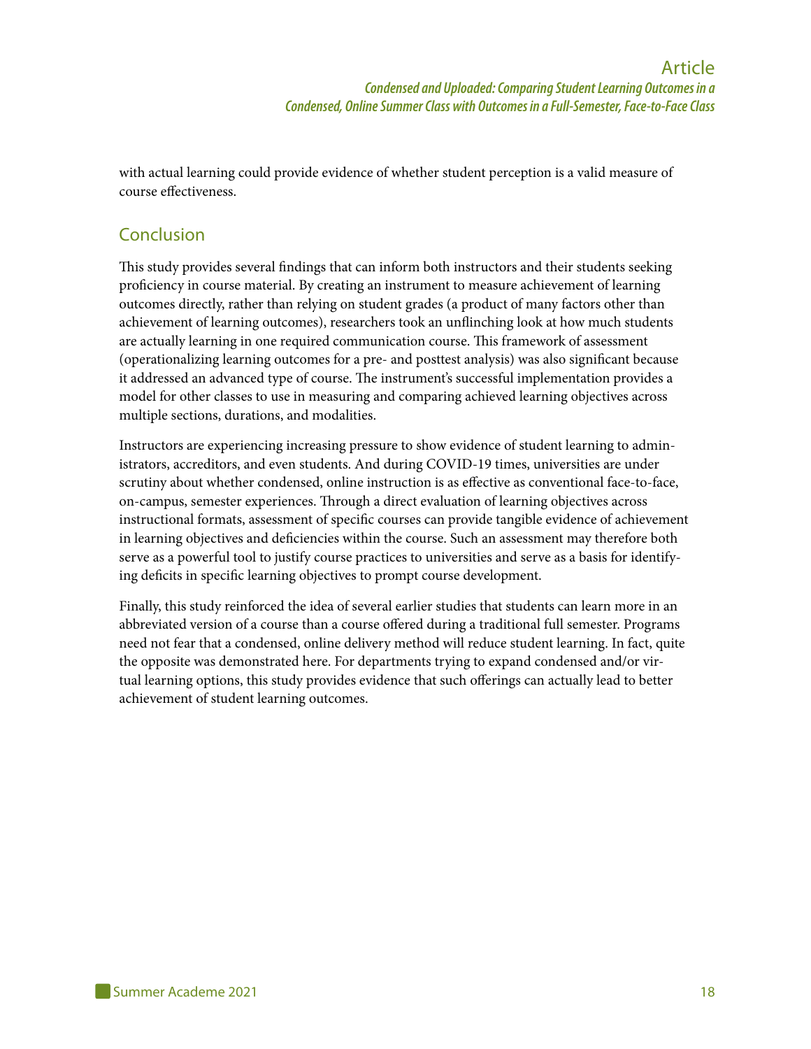with actual learning could provide evidence of whether student perception is a valid measure of course effectiveness.

## Conclusion

This study provides several findings that can inform both instructors and their students seeking proficiency in course material. By creating an instrument to measure achievement of learning outcomes directly, rather than relying on student grades (a product of many factors other than achievement of learning outcomes), researchers took an unflinching look at how much students are actually learning in one required communication course. This framework of assessment (operationalizing learning outcomes for a pre- and posttest analysis) was also significant because it addressed an advanced type of course. The instrument's successful implementation provides a model for other classes to use in measuring and comparing achieved learning objectives across multiple sections, durations, and modalities.

Instructors are experiencing increasing pressure to show evidence of student learning to administrators, accreditors, and even students. And during COVID-19 times, universities are under scrutiny about whether condensed, online instruction is as effective as conventional face-to-face, on-campus, semester experiences. Through a direct evaluation of learning objectives across instructional formats, assessment of specific courses can provide tangible evidence of achievement in learning objectives and deficiencies within the course. Such an assessment may therefore both serve as a powerful tool to justify course practices to universities and serve as a basis for identifying deficits in specific learning objectives to prompt course development.

Finally, this study reinforced the idea of several earlier studies that students can learn more in an abbreviated version of a course than a course offered during a traditional full semester. Programs need not fear that a condensed, online delivery method will reduce student learning. In fact, quite the opposite was demonstrated here. For departments trying to expand condensed and/or virtual learning options, this study provides evidence that such offerings can actually lead to better achievement of student learning outcomes.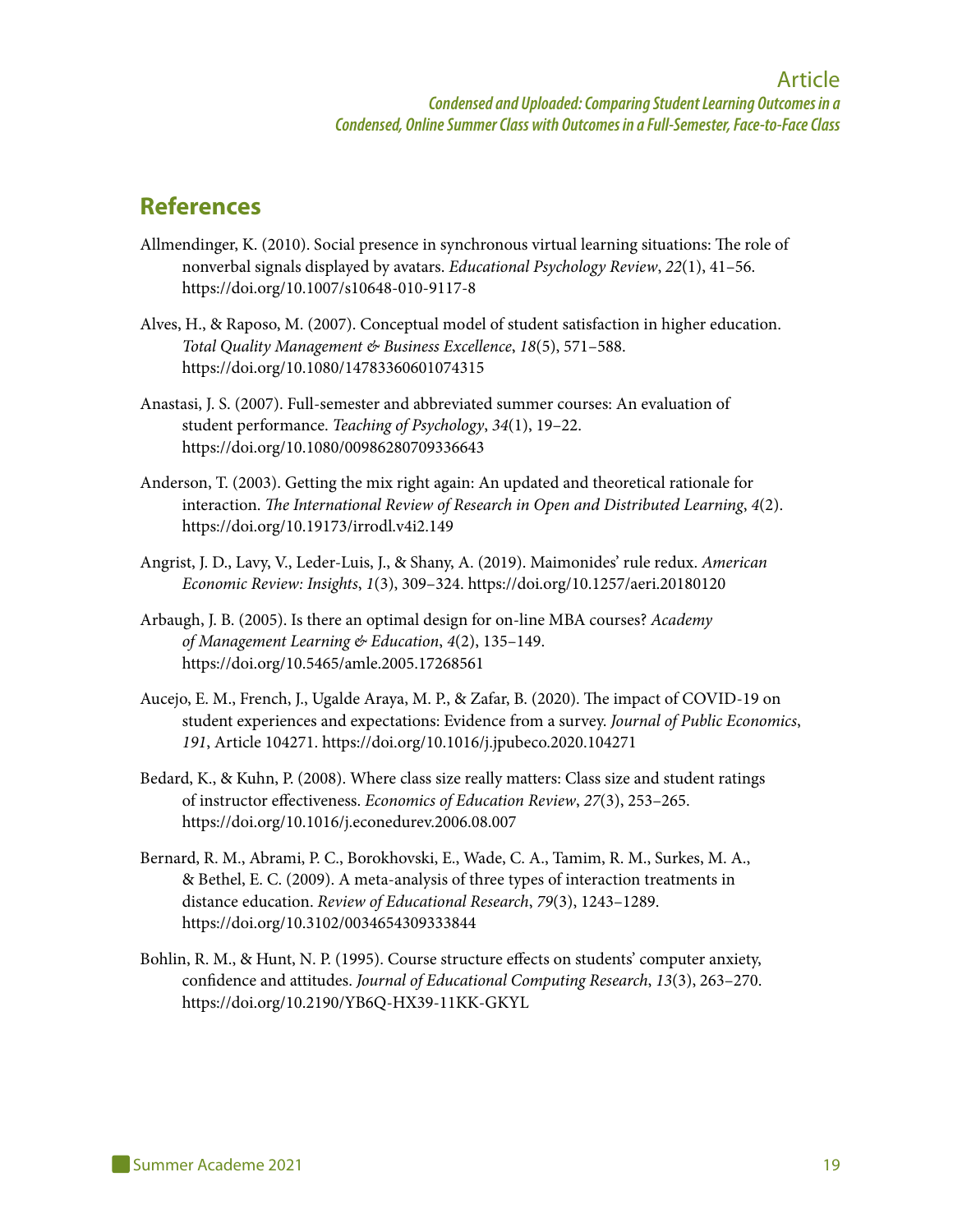## References

Allmendinger, K. (2010). Social presence in synchronous virtual learning situations: The role of nonverbal signals displayed by avatars. *Educational Psychology Review*, *22*(1), 41–56. https://doi.org/10.1007/s10648-010-9117-8

Alves, H., & Raposo, M. (2007). Conceptual model of student satisfaction in higher education. *Total Quality Management & Business Excellence*, *18*(5), 571–588. https://doi.org/10.1080/14783360601074315

Anastasi, J. S. (2007). Full-semester and abbreviated summer courses: An evaluation of student performance. *Teaching of Psychology*, *34*(1), 19–22. https://doi.org/10.1080/00986280709336643

Anderson, T. (2003). Getting the mix right again: An updated and theoretical rationale for interaction. *The International Review of Research in Open and Distributed Learning*, *4*(2). https://doi.org/10.19173/irrodl.v4i2.149

Angrist, J. D., Lavy, V., Leder-Luis, J., & Shany, A. (2019). Maimonides' rule redux. *American Economic Review: Insights*, *1*(3), 309–324. https://doi.org/10.1257/aeri.20180120

Arbaugh, J. B. (2005). Is there an optimal design for on-line MBA courses? *Academy of Management Learning & Education*, *4*(2), 135–149. https://doi.org/10.5465/amle.2005.17268561

Aucejo, E. M., French, J., Ugalde Araya, M. P., & Zafar, B. (2020). The impact of COVID-19 on student experiences and expectations: Evidence from a survey. *Journal of Public Economics*, *191*, Article 104271. https://doi.org/10.1016/j.jpubeco.2020.104271

Bedard, K., & Kuhn, P. (2008). Where class size really matters: Class size and student ratings of instructor effectiveness. *Economics of Education Review*, *27*(3), 253–265. https://doi.org/10.1016/j.econedurev.2006.08.007

Bernard, R. M., Abrami, P. C., Borokhovski, E., Wade, C. A., Tamim, R. M., Surkes, M. A., & Bethel, E. C. (2009). A meta-analysis of three types of interaction treatments in distance education. *Review of Educational Research*, *79*(3), 1243–1289. https://doi.org/10.3102/0034654309333844

Bohlin, R. M., & Hunt, N. P. (1995). Course structure effects on students' computer anxiety, confidence and attitudes. *Journal of Educational Computing Research*, *13*(3), 263–270. https://doi.org/10.2190/YB6Q-HX39-11KK-GKYL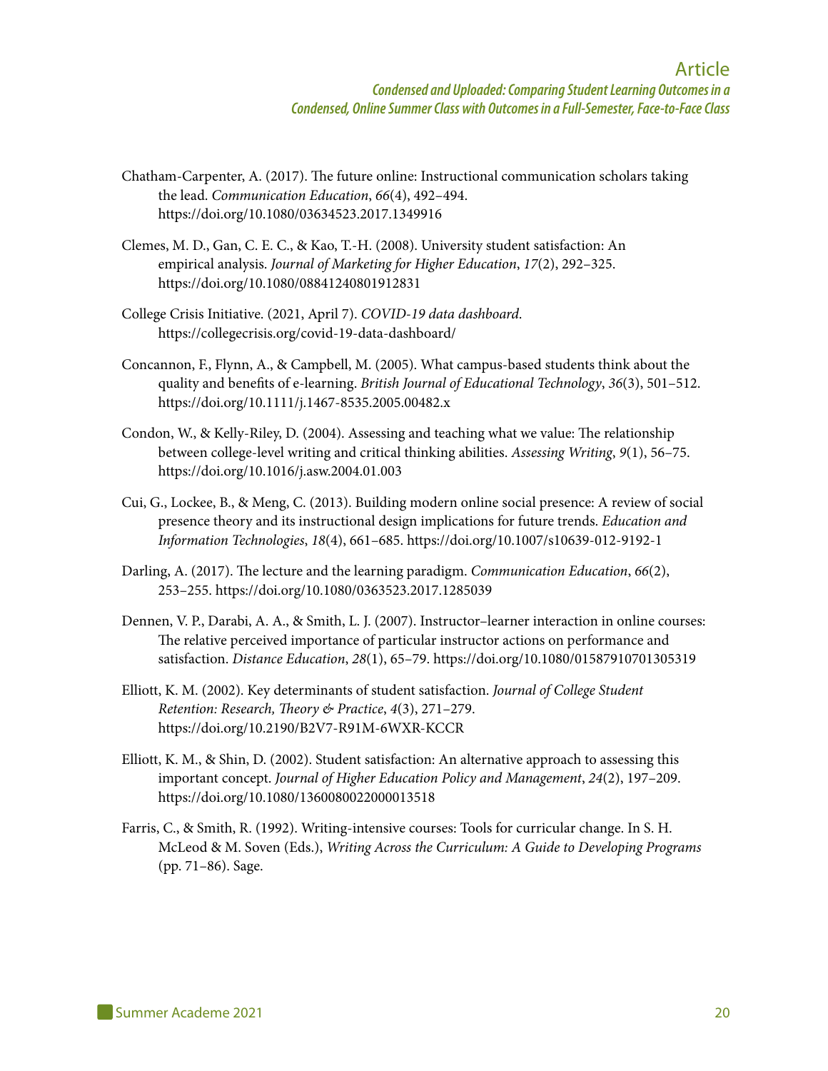Chatham-Carpenter, A. (2017). The future online: Instructional communication scholars taking the lead. *Communication Education*, *66*(4), 492–494. https://doi.org/10.1080/03634523.2017.1349916

Clemes, M. D., Gan, C. E. C., & Kao, T.-H. (2008). University student satisfaction: An empirical analysis. *Journal of Marketing for Higher Education*, *17*(2), 292–325. https://doi.org/10.1080/08841240801912831

College Crisis Initiative. (2021, April 7). *COVID-19 data dashboard*. https://collegecrisis.org/covid-19-data-dashboard/

Concannon, F., Flynn, A., & Campbell, M. (2005). What campus-based students think about the quality and benefits of e-learning. *British Journal of Educational Technology*, *36*(3), 501–512. https://doi.org/10.1111/j.1467-8535.2005.00482.x

Condon, W., & Kelly-Riley, D. (2004). Assessing and teaching what we value: The relationship between college-level writing and critical thinking abilities. *Assessing Writing*, *9*(1), 56–75. https://doi.org/10.1016/j.asw.2004.01.003

Cui, G., Lockee, B., & Meng, C. (2013). Building modern online social presence: A review of social presence theory and its instructional design implications for future trends. *Education and Information Technologies*, *18*(4), 661–685. https://doi.org/10.1007/s10639-012-9192-1

Darling, A. (2017). The lecture and the learning paradigm. *Communication Education*, *66*(2), 253–255. https://doi.org/10.1080/0363523.2017.1285039

Dennen, V. P., Darabi, A. A., & Smith, L. J. (2007). Instructor–learner interaction in online courses: The relative perceived importance of particular instructor actions on performance and satisfaction. *Distance Education*, *28*(1), 65–79. https://doi.org/10.1080/01587910701305319

Elliott, K. M. (2002). Key determinants of student satisfaction. *Journal of College Student Retention: Research, Theory & Practice*, *4*(3), 271–279. https://doi.org/10.2190/B2V7-R91M-6WXR-KCCR

Elliott, K. M., & Shin, D. (2002). Student satisfaction: An alternative approach to assessing this important concept. *Journal of Higher Education Policy and Management*, *24*(2), 197–209. https://doi.org/10.1080/1360080022000013518

Farris, C., & Smith, R. (1992). Writing-intensive courses: Tools for curricular change. In S. H. McLeod & M. Soven (Eds.), *Writing Across the Curriculum: A Guide to Developing Programs* (pp. 71–86). Sage.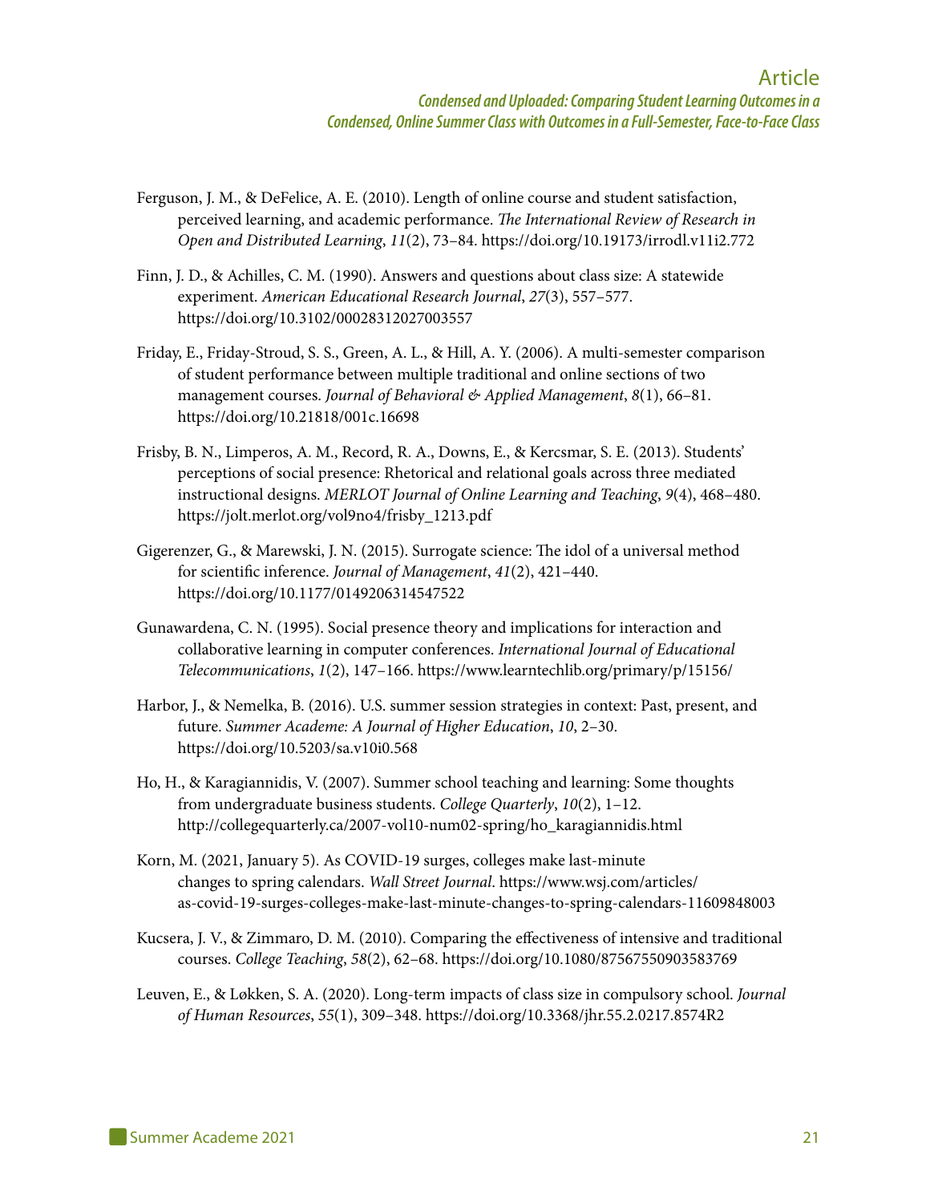Ferguson, J. M., & DeFelice, A. E. (2010). Length of online course and student satisfaction, perceived learning, and academic performance. *The International Review of Research in Open and Distributed Learning*, *11*(2), 73–84. https://doi.org/10.19173/irrodl.v11i2.772

Finn, J. D., & Achilles, C. M. (1990). Answers and questions about class size: A statewide experiment. *American Educational Research Journal*, *27*(3), 557–577. https://doi.org/10.3102/00028312027003557

Friday, E., Friday-Stroud, S. S., Green, A. L., & Hill, A. Y. (2006). A multi-semester comparison of student performance between multiple traditional and online sections of two management courses. *Journal of Behavioral & Applied Management*, *8*(1), 66–81. https://doi.org/10.21818/001c.16698

Frisby, B. N., Limperos, A. M., Record, R. A., Downs, E., & Kercsmar, S. E. (2013). Students' perceptions of social presence: Rhetorical and relational goals across three mediated instructional designs. *MERLOT Journal of Online Learning and Teaching*, *9*(4), 468–480. https://jolt.merlot.org/vol9no4/frisby_1213.pdf

Gigerenzer, G., & Marewski, J. N. (2015). Surrogate science: The idol of a universal method for scientific inference. *Journal of Management*, *41*(2), 421–440. https://doi.org/10.1177/0149206314547522

Gunawardena, C. N. (1995). Social presence theory and implications for interaction and collaborative learning in computer conferences. *International Journal of Educational Telecommunications*, *1*(2), 147–166. https://www.learntechlib.org/primary/p/15156/

Harbor, J., & Nemelka, B. (2016). U.S. summer session strategies in context: Past, present, and future. *Summer Academe: A Journal of Higher Education*, *10*, 2–30. https://doi.org/10.5203/sa.v10i0.568

Ho, H., & Karagiannidis, V. (2007). Summer school teaching and learning: Some thoughts from undergraduate business students. *College Quarterly*, *10*(2), 1–12. http://collegequarterly.ca/2007-vol10-num02-spring/ho_karagiannidis.html

Korn, M. (2021, January 5). As COVID-19 surges, colleges make last-minute changes to spring calendars. *Wall Street Journal*. https://www.wsj.com/articles/as-covid-19-surges-colleges-make-last-minute-changes-to-spring-calendars-11609848003

Kucsera, J. V., & Zimmaro, D. M. (2010). Comparing the effectiveness of intensive and traditional courses. *College Teaching*, *58*(2), 62–68. https://doi.org/10.1080/87567550903583769

Leuven, E., & Løkken, S. A. (2020). Long-term impacts of class size in compulsory school. *Journal of Human Resources*, *55*(1), 309–348. https://doi.org/10.3368/jhr.55.2.0217.8574R2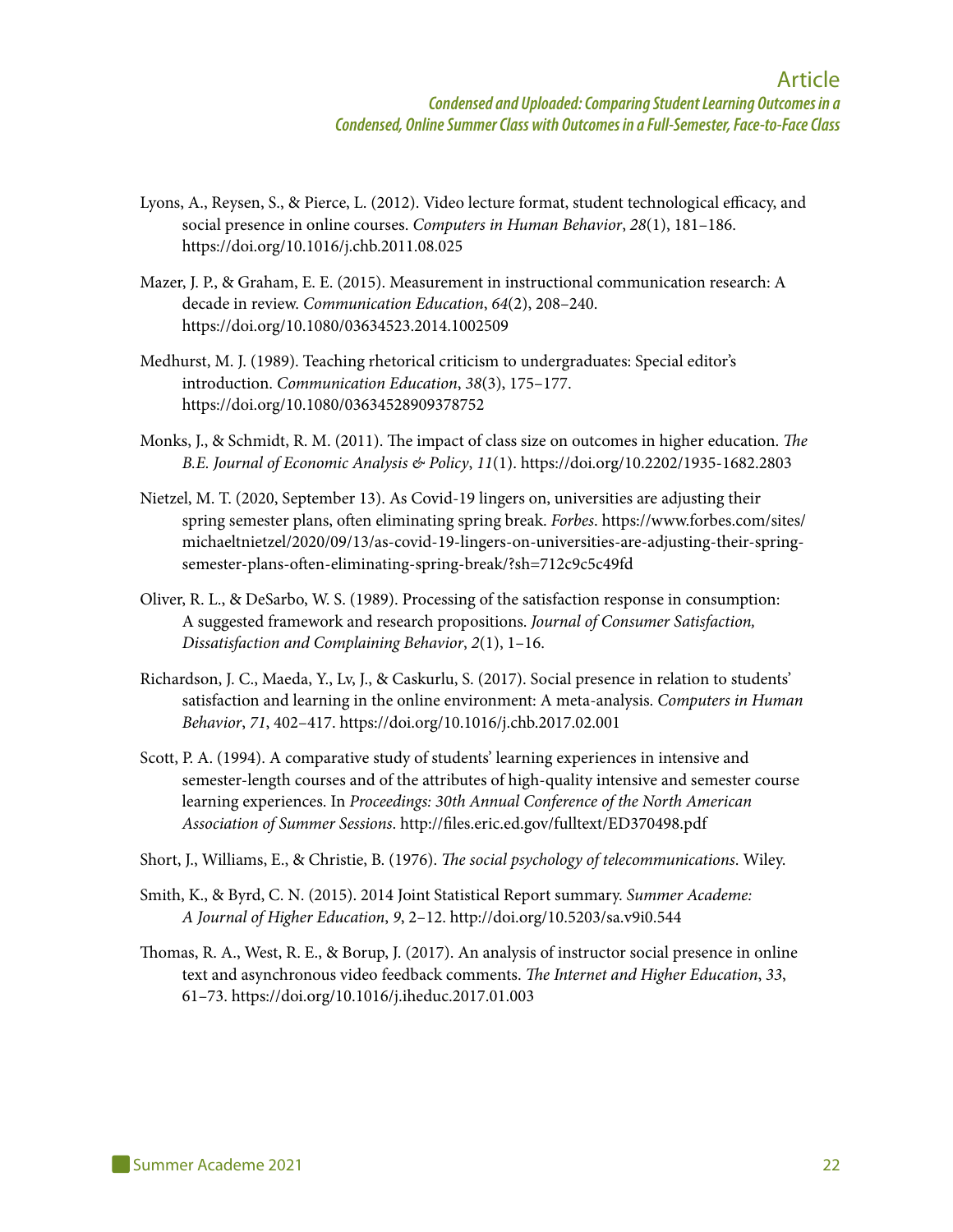Lyons, A., Reysen, S., & Pierce, L. (2012). Video lecture format, student technological efficacy, and social presence in online courses. *Computers in Human Behavior*, *28*(1), 181–186. https://doi.org/10.1016/j.chb.2011.08.025

Mazer, J. P., & Graham, E. E. (2015). Measurement in instructional communication research: A decade in review. *Communication Education*, *64*(2), 208–240. https://doi.org/10.1080/03634523.2014.1002509

Medhurst, M. J. (1989). Teaching rhetorical criticism to undergraduates: Special editor's introduction. *Communication Education*, *38*(3), 175–177. https://doi.org/10.1080/03634528909378752

Monks, J., & Schmidt, R. M. (2011). The impact of class size on outcomes in higher education. *The B.E. Journal of Economic Analysis & Policy*, *11*(1). https://doi.org/10.2202/1935-1682.2803

Nietzel, M. T. (2020, September 13). As Covid-19 lingers on, universities are adjusting their spring semester plans, often eliminating spring break. *Forbes*. https://www.forbes.com/sites/michaeltnietzel/2020/09/13/as-covid-19-lingers-on-universities-are-adjusting-their-spring-semester-plans-often-eliminating-spring-break/?sh=712c9c5c49fd

Oliver, R. L., & DeSarbo, W. S. (1989). Processing of the satisfaction response in consumption: A suggested framework and research propositions. *Journal of Consumer Satisfaction, Dissatisfaction and Complaining Behavior*, *2*(1), 1–16.

Richardson, J. C., Maeda, Y., Lv, J., & Caskurlu, S. (2017). Social presence in relation to students' satisfaction and learning in the online environment: A meta-analysis. *Computers in Human Behavior*, *71*, 402–417. https://doi.org/10.1016/j.chb.2017.02.001

Scott, P. A. (1994). A comparative study of students' learning experiences in intensive and semester-length courses and of the attributes of high-quality intensive and semester course learning experiences. In *Proceedings: 30th Annual Conference of the North American Association of Summer Sessions*. http://files.eric.ed.gov/fulltext/ED370498.pdf

Short, J., Williams, E., & Christie, B. (1976). *The social psychology of telecommunications*. Wiley.

Smith, K., & Byrd, C. N. (2015). 2014 Joint Statistical Report summary. *Summer Academe: A Journal of Higher Education*, *9*, 2–12. http://doi.org/10.5203/sa.v9i0.544

Thomas, R. A., West, R. E., & Borup, J. (2017). An analysis of instructor social presence in online text and asynchronous video feedback comments. *The Internet and Higher Education*, *33*, 61–73. https://doi.org/10.1016/j.iheduc.2017.01.003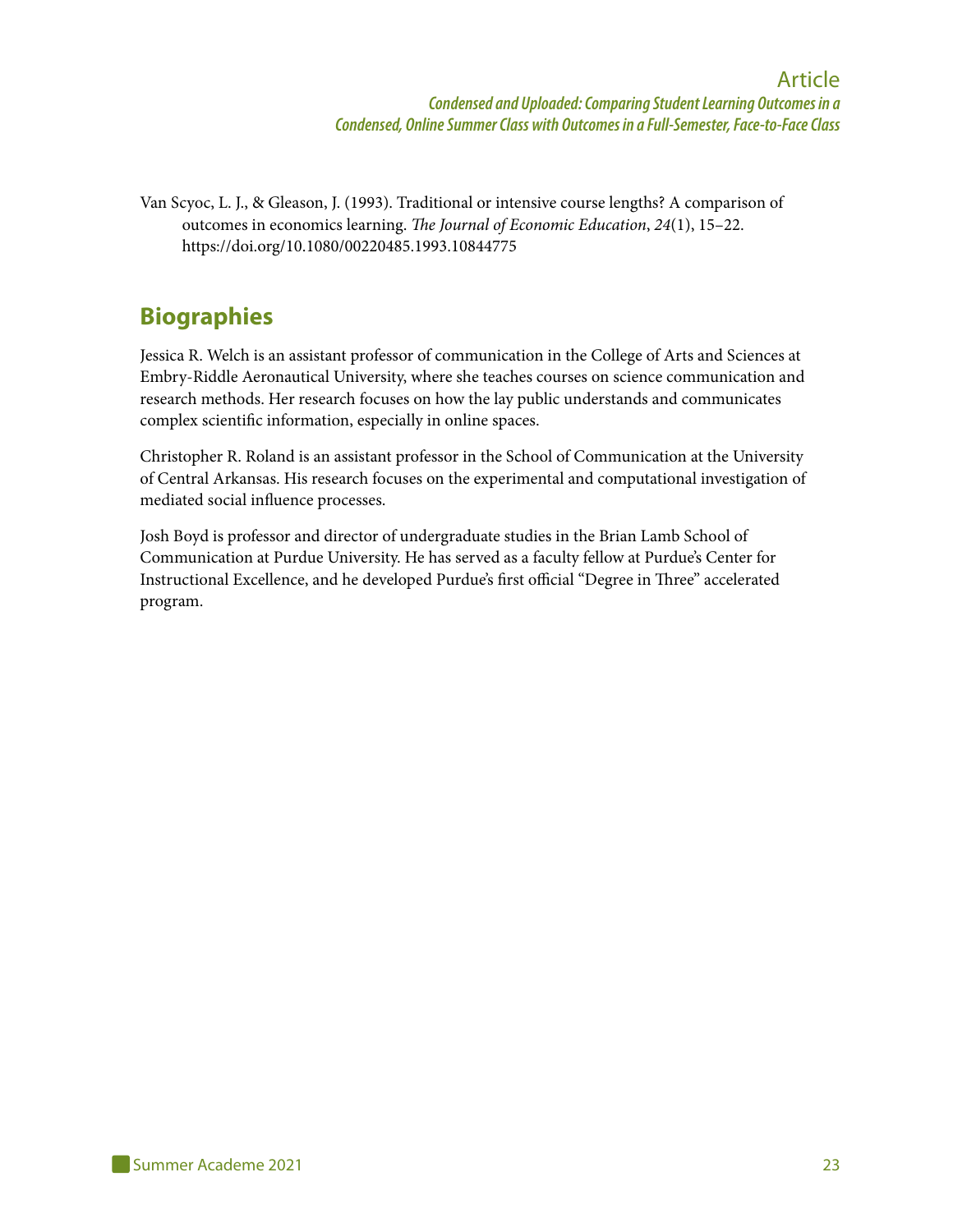Van Scyoc, L. J., & Gleason, J. (1993). Traditional or intensive course lengths? A comparison of outcomes in economics learning. *The Journal of Economic Education*, *24*(1), 15–22. https://doi.org/10.1080/00220485.1993.10844775

## Biographies

Jessica R. Welch is an assistant professor of communication in the College of Arts and Sciences at Embry-Riddle Aeronautical University, where she teaches courses on science communication and research methods. Her research focuses on how the lay public understands and communicates complex scientific information, especially in online spaces.

Christopher R. Roland is an assistant professor in the School of Communication at the University of Central Arkansas. His research focuses on the experimental and computational investigation of mediated social influence processes.

Josh Boyd is professor and director of undergraduate studies in the Brian Lamb School of Communication at Purdue University. He has served as a faculty fellow at Purdue's Center for Instructional Excellence, and he developed Purdue's first official "Degree in Three" accelerated program.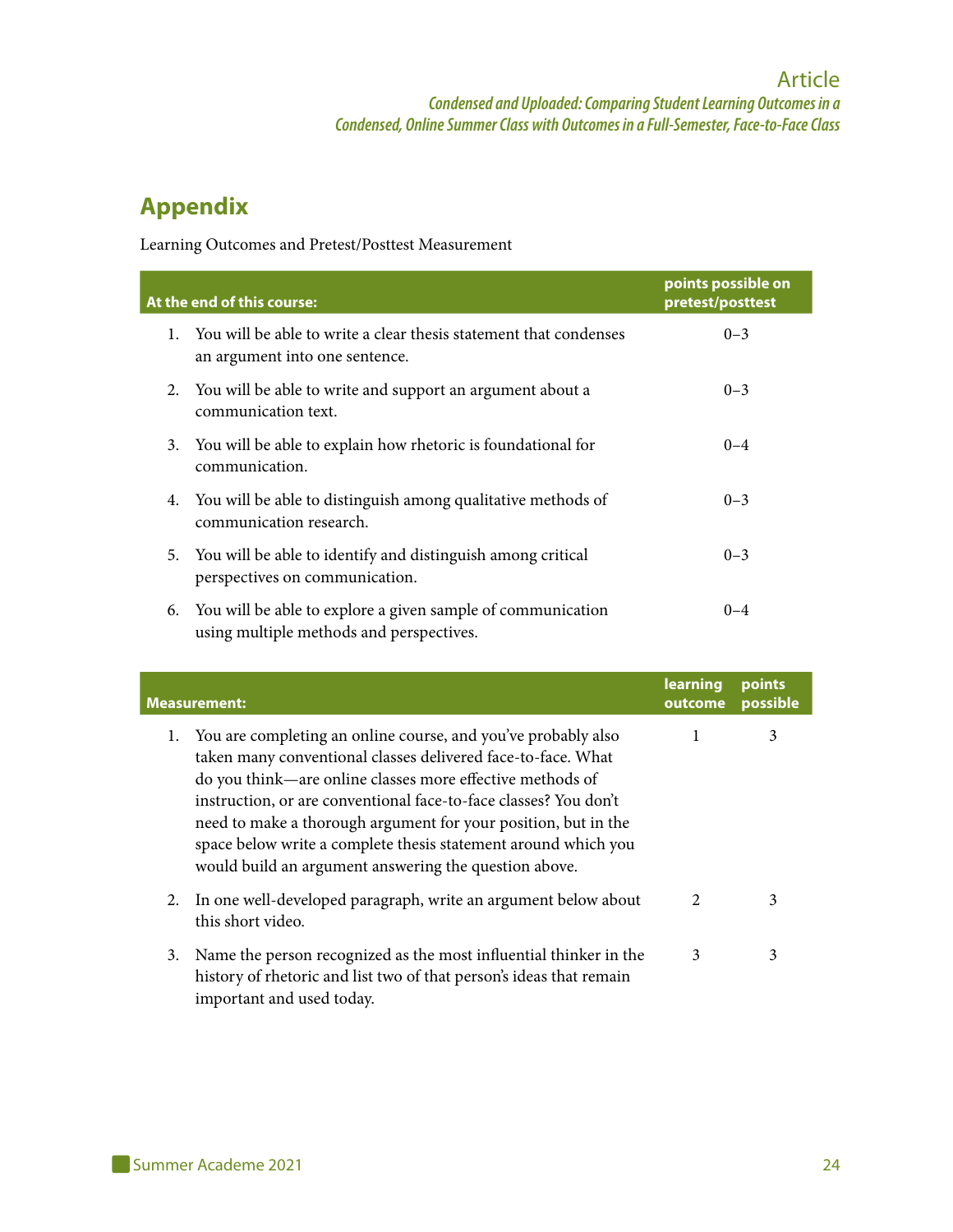## Appendix

Learning Outcomes and Pretest/Posttest Measurement

| At the end of this course: | points possible on pretest/posttest |
|---|---|
| 1. You will be able to write a clear thesis statement that condenses an argument into one sentence. | 0–3 |
| 2. You will be able to write and support an argument about a communication text. | 0–3 |
| 3. You will be able to explain how rhetoric is foundational for communication. | 0–4 |
| 4. You will be able to distinguish among qualitative methods of communication research. | 0–3 |
| 5. You will be able to identify and distinguish among critical perspectives on communication. | 0–3 |
| 6. You will be able to explore a given sample of communication using multiple methods and perspectives. | 0–4 |

| Measurement: | learning outcome | points possible |
|---|---|---|
| 1. You are completing an online course, and you've probably also taken many conventional classes delivered face-to-face. What do you think—are online classes more effective methods of instruction, or are conventional face-to-face classes? You don't need to make a thorough argument for your position, but in the space below write a complete thesis statement around which you would build an argument answering the question above. | 1 | 3 |
| 2. In one well-developed paragraph, write an argument below about this short video. | 2 | 3 |
| 3. Name the person recognized as the most influential thinker in the history of rhetoric and list two of that person's ideas that remain important and used today. | 3 | 3 |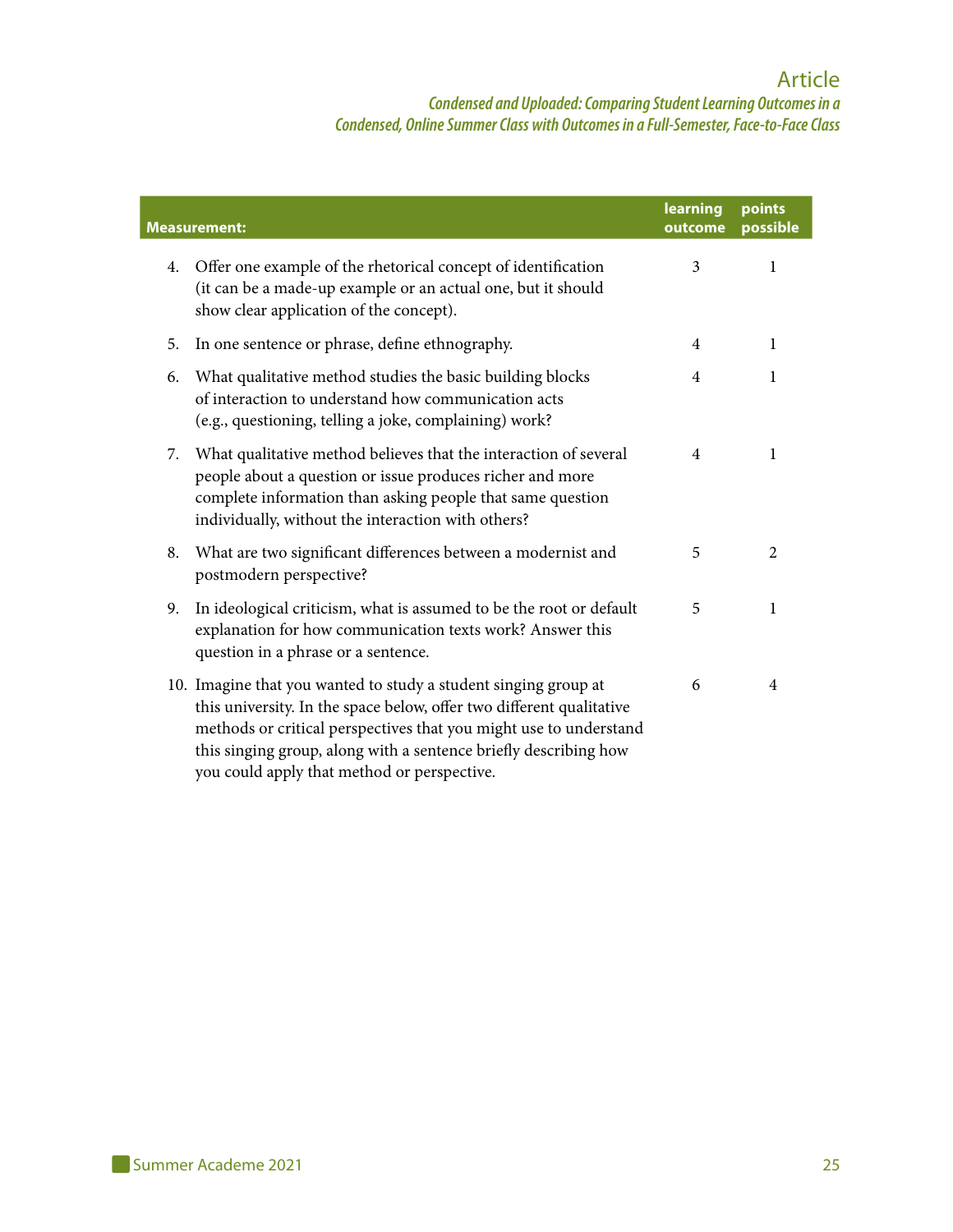| Measurement: | learning outcome | points possible |
|---|---|---|
| 4. Offer one example of the rhetorical concept of identification (it can be a made-up example or an actual one, but it should show clear application of the concept). | 3 | 1 |
| 5. In one sentence or phrase, define ethnography. | 4 | 1 |
| 6. What qualitative method studies the basic building blocks of interaction to understand how communication acts (e.g., questioning, telling a joke, complaining) work? | 4 | 1 |
| 7. What qualitative method believes that the interaction of several people about a question or issue produces richer and more complete information than asking people that same question individually, without the interaction with others? | 4 | 1 |
| 8. What are two significant differences between a modernist and postmodern perspective? | 5 | 2 |
| 9. In ideological criticism, what is assumed to be the root or default explanation for how communication texts work? Answer this question in a phrase or a sentence. | 5 | 1 |
| 10. Imagine that you wanted to study a student singing group at this university. In the space below, offer two different qualitative methods or critical perspectives that you might use to understand this singing group, along with a sentence briefly describing how you could apply that method or perspective. | 6 | 4 |